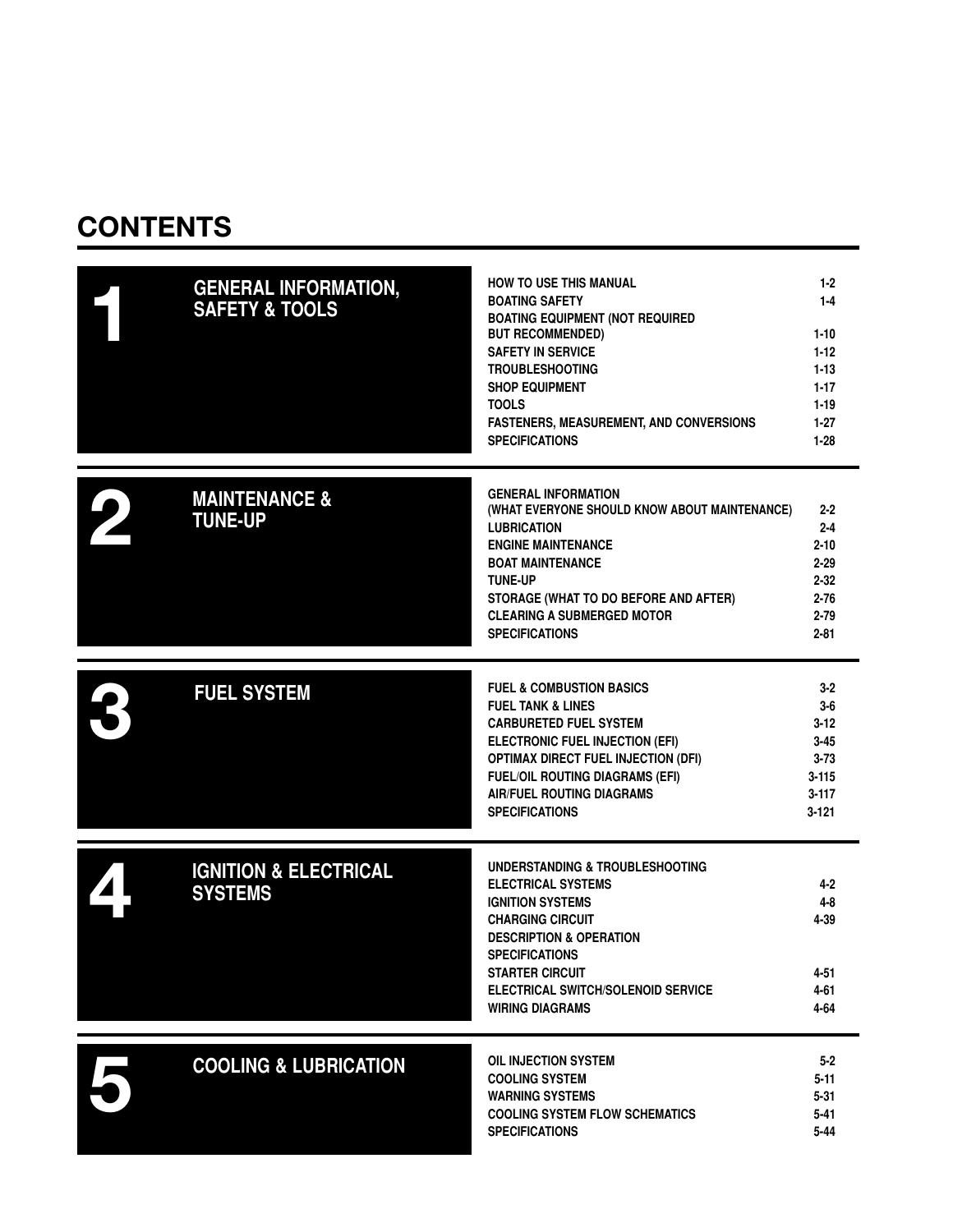# CONTENTS

## 1 GENERAL INFORMATION, SAFETY & TOOLS

| | |
|---|---|
| HOW TO USE THIS MANUAL | 1-2 |
| BOATING SAFETY | 1-4 |
| BOATING EQUIPMENT (NOT REQUIRED BUT RECOMMENDED) | 1-10 |
| SAFETY IN SERVICE | 1-12 |
| TROUBLESHOOTING | 1-13 |
| SHOP EQUIPMENT | 1-17 |
| TOOLS | 1-19 |
| FASTENERS, MEASUREMENT, AND CONVERSIONS | 1-27 |
| SPECIFICATIONS | 1-28 |

## 2 MAINTENANCE & TUNE-UP

| | |
|---|---|
| GENERAL INFORMATION (WHAT EVERYONE SHOULD KNOW ABOUT MAINTENANCE) | 2-2 |
| LUBRICATION | 2-4 |
| ENGINE MAINTENANCE | 2-10 |
| BOAT MAINTENANCE | 2-29 |
| TUNE-UP | 2-32 |
| STORAGE (WHAT TO DO BEFORE AND AFTER) | 2-76 |
| CLEARING A SUBMERGED MOTOR | 2-79 |
| SPECIFICATIONS | 2-81 |

## 3 FUEL SYSTEM

| | |
|---|---|
| FUEL & COMBUSTION BASICS | 3-2 |
| FUEL TANK & LINES | 3-6 |
| CARBURETED FUEL SYSTEM | 3-12 |
| ELECTRONIC FUEL INJECTION (EFI) | 3-45 |
| OPTIMAX DIRECT FUEL INJECTION (DFI) | 3-73 |
| FUEL/OIL ROUTING DIAGRAMS (EFI) | 3-115 |
| AIR/FUEL ROUTING DIAGRAMS | 3-117 |
| SPECIFICATIONS | 3-121 |

## 4 IGNITION & ELECTRICAL SYSTEMS

| | |
|---|---|
| UNDERSTANDING & TROUBLESHOOTING ELECTRICAL SYSTEMS | 4-2 |
| IGNITION SYSTEMS | 4-8 |
| CHARGING CIRCUIT | 4-39 |
| DESCRIPTION & OPERATION | |
| SPECIFICATIONS | |
| STARTER CIRCUIT | 4-51 |
| ELECTRICAL SWITCH/SOLENOID SERVICE | 4-61 |
| WIRING DIAGRAMS | 4-64 |

## 5 COOLING & LUBRICATION

| | |
|---|---|
| OIL INJECTION SYSTEM | 5-2 |
| COOLING SYSTEM | 5-11 |
| WARNING SYSTEMS | 5-31 |
| COOLING SYSTEM FLOW SCHEMATICS | 5-41 |
| SPECIFICATIONS | 5-44 |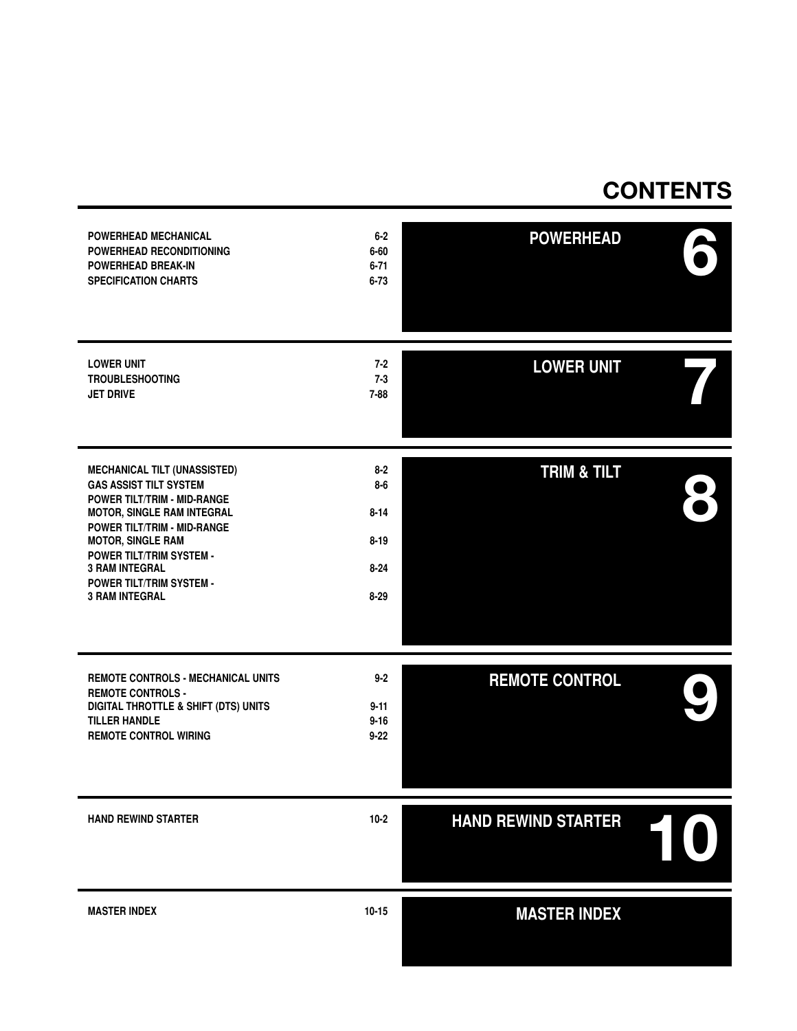# CONTENTS

## 6 POWERHEAD

| | |
|---|---|
| POWERHEAD MECHANICAL | 6-2 |
| POWERHEAD RECONDITIONING | 6-60 |
| POWERHEAD BREAK-IN | 6-71 |
| SPECIFICATION CHARTS | 6-73 |

## 7 LOWER UNIT

| | |
|---|---|
| LOWER UNIT | 7-2 |
| TROUBLESHOOTING | 7-3 |
| JET DRIVE | 7-88 |

## 8 TRIM & TILT

| | |
|---|---|
| MECHANICAL TILT (UNASSISTED) | 8-2 |
| GAS ASSIST TILT SYSTEM | 8-6 |
| POWER TILT/TRIM - MID-RANGE MOTOR, SINGLE RAM INTEGRAL | 8-14 |
| POWER TILT/TRIM - MID-RANGE MOTOR, SINGLE RAM | 8-19 |
| POWER TILT/TRIM SYSTEM - 3 RAM INTEGRAL | 8-24 |
| POWER TILT/TRIM SYSTEM - 3 RAM INTEGRAL | 8-29 |

## 9 REMOTE CONTROL

| | |
|---|---|
| REMOTE CONTROLS - MECHANICAL UNITS | 9-2 |
| REMOTE CONTROLS - DIGITAL THROTTLE & SHIFT (DTS) UNITS | 9-11 |
| TILLER HANDLE | 9-16 |
| REMOTE CONTROL WIRING | 9-22 |

## 10 HAND REWIND STARTER

| | |
|---|---|
| HAND REWIND STARTER | 10-2 |

## MASTER INDEX

| | |
|---|---|
| MASTER INDEX | 10-15 |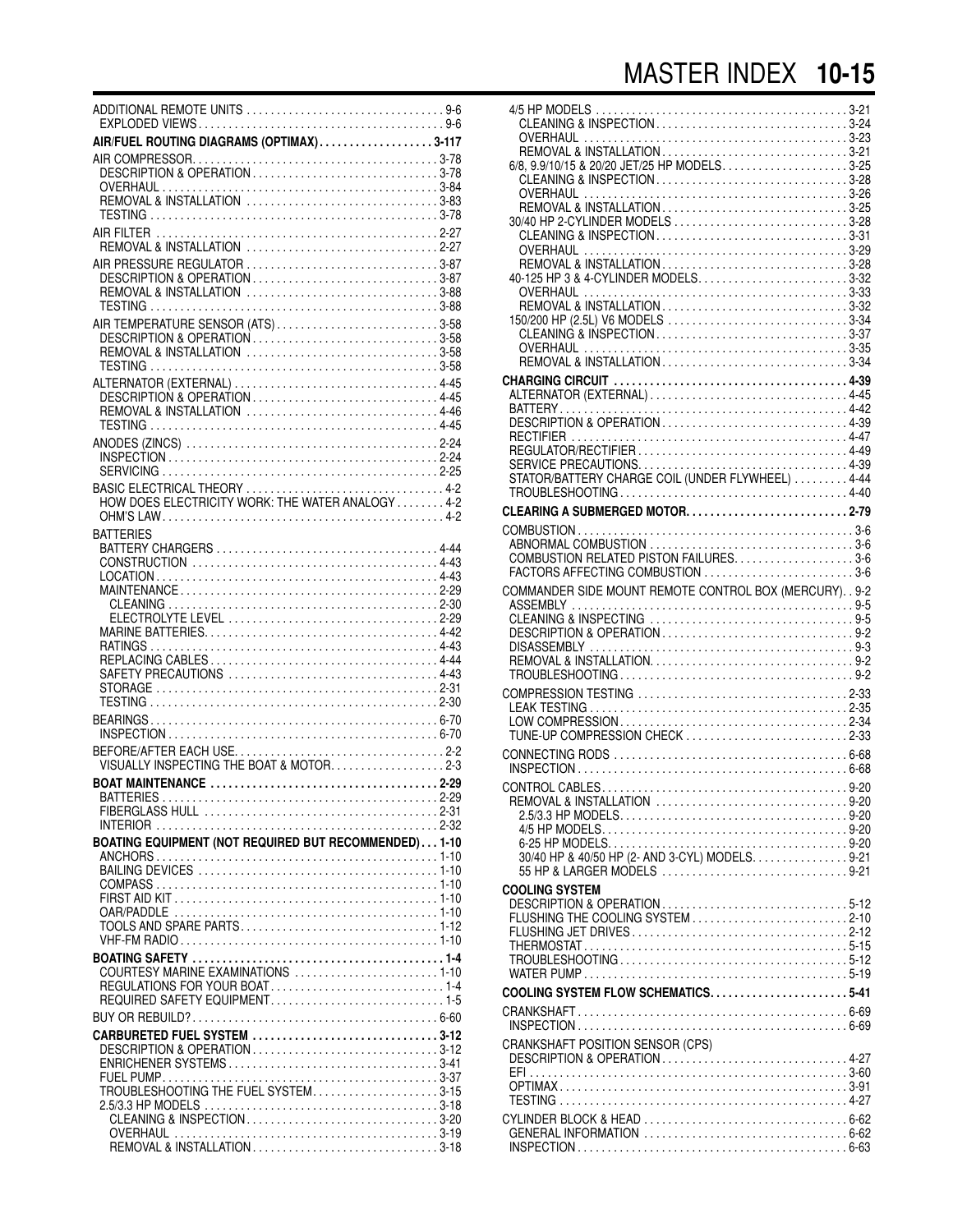ADDITIONAL REMOTE UNITS . . . . . 9-6
- EXPLODED VIEWS . . . . . 9-6

**AIR/FUEL ROUTING DIAGRAMS (OPTIMAX) . . . . . 3-117**

AIR COMPRESSOR . . . . . 3-78
- DESCRIPTION & OPERATION . . . . . 3-78
- OVERHAUL . . . . . 3-84
- REMOVAL & INSTALLATION . . . . . 3-83
- TESTING . . . . . 3-78

AIR FILTER . . . . . 2-27
- REMOVAL & INSTALLATION . . . . . 2-27

AIR PRESSURE REGULATOR . . . . . 3-87
- DESCRIPTION & OPERATION . . . . . 3-87
- REMOVAL & INSTALLATION . . . . . 3-88
- TESTING . . . . . 3-88

AIR TEMPERATURE SENSOR (ATS) . . . . . 3-58
- DESCRIPTION & OPERATION . . . . . 3-58
- REMOVAL & INSTALLATION . . . . . 3-58
- TESTING . . . . . 3-58

ALTERNATOR (EXTERNAL) . . . . . 4-45
- DESCRIPTION & OPERATION . . . . . 4-45
- REMOVAL & INSTALLATION . . . . . 4-46
- TESTING . . . . . 4-45

ANODES (ZINCS) . . . . . 2-24
- INSPECTION . . . . . 2-24
- SERVICING . . . . . 2-25

BASIC ELECTRICAL THEORY . . . . . 4-2
- HOW DOES ELECTRICITY WORK: THE WATER ANALOGY . . . . . 4-2
- OHM'S LAW . . . . . 4-2

BATTERIES
- BATTERY CHARGERS . . . . . 4-44
- CONSTRUCTION . . . . . 4-43
- LOCATION . . . . . 4-43
- MAINTENANCE . . . . . 2-29
  - CLEANING . . . . . 2-30
  - ELECTROLYTE LEVEL . . . . . 2-29
- MARINE BATTERIES . . . . . 4-42
- RATINGS . . . . . 4-43
- REPLACING CABLES . . . . . 4-44
- SAFETY PRECAUTIONS . . . . . 4-43
- STORAGE . . . . . 2-31
- TESTING . . . . . 2-30

BEARINGS . . . . . 6-70
- INSPECTION . . . . . 6-70

BEFORE/AFTER EACH USE . . . . . 2-2
- VISUALLY INSPECTING THE BOAT & MOTOR . . . . . 2-3

**BOAT MAINTENANCE . . . . . 2-29**
- BATTERIES . . . . . 2-29
- FIBERGLASS HULL . . . . . 2-31
- INTERIOR . . . . . 2-32

**BOATING EQUIPMENT (NOT REQUIRED BUT RECOMMENDED) . . . 1-10**
- ANCHORS . . . . . 1-10
- BAILING DEVICES . . . . . 1-10
- COMPASS . . . . . 1-10
- FIRST AID KIT . . . . . 1-10
- OAR/PADDLE . . . . . 1-10
- TOOLS AND SPARE PARTS . . . . . 1-12
- VHF-FM RADIO . . . . . 1-10

**BOATING SAFETY . . . . . 1-4**
- COURTESY MARINE EXAMINATIONS . . . . . 1-10
- REGULATIONS FOR YOUR BOAT . . . . . 1-4
- REQUIRED SAFETY EQUIPMENT . . . . . 1-5

BUY OR REBUILD? . . . . . 6-60

**CARBURETED FUEL SYSTEM . . . . . 3-12**
- DESCRIPTION & OPERATION . . . . . 3-12
- ENRICHENER SYSTEMS . . . . . 3-41
- FUEL PUMP . . . . . 3-37
- TROUBLESHOOTING THE FUEL SYSTEM . . . . . 3-15
- 2.5/3.3 HP MODELS . . . . . 3-18
  - CLEANING & INSPECTION . . . . . 3-20
  - OVERHAUL . . . . . 3-19
  - REMOVAL & INSTALLATION . . . . . 3-18
- 4/5 HP MODELS . . . . . 3-21
  - CLEANING & INSPECTION . . . . . 3-24
  - OVERHAUL . . . . . 3-23
  - REMOVAL & INSTALLATION . . . . . 3-21
- 6/8, 9.9/10/15 & 20/20 JET/25 HP MODELS . . . . . 3-25
  - CLEANING & INSPECTION . . . . . 3-28
  - OVERHAUL . . . . . 3-26
  - REMOVAL & INSTALLATION . . . . . 3-25
- 30/40 HP 2-CYLINDER MODELS . . . . . 3-28
  - CLEANING & INSPECTION . . . . . 3-31
  - OVERHAUL . . . . . 3-29
  - REMOVAL & INSTALLATION . . . . . 3-28
- 40-125 HP 3 & 4-CYLINDER MODELS . . . . . 3-32
  - OVERHAUL . . . . . 3-33
  - REMOVAL & INSTALLATION . . . . . 3-32
- 150/200 HP (2.5L) V6 MODELS . . . . . 3-34
  - CLEANING & INSPECTION . . . . . 3-37
  - OVERHAUL . . . . . 3-35
  - REMOVAL & INSTALLATION . . . . . 3-34

**CHARGING CIRCUIT . . . . . 4-39**
- ALTERNATOR (EXTERNAL) . . . . . 4-45
- BATTERY . . . . . 4-42
- DESCRIPTION & OPERATION . . . . . 4-39
- RECTIFIER . . . . . 4-47
- REGULATOR/RECTIFIER . . . . . 4-49
- SERVICE PRECAUTIONS . . . . . 4-39
- STATOR/BATTERY CHARGE COIL (UNDER FLYWHEEL) . . . . . 4-44
- TROUBLESHOOTING . . . . . 4-40

**CLEARING A SUBMERGED MOTOR . . . . . 2-79**

COMBUSTION . . . . . 3-6
- ABNORMAL COMBUSTION . . . . . 3-6
- COMBUSTION RELATED PISTON FAILURES . . . . . 3-6
- FACTORS AFFECTING COMBUSTION . . . . . 3-6

COMMANDER SIDE MOUNT REMOTE CONTROL BOX (MERCURY) . . 9-2
- ASSEMBLY . . . . . 9-5
- CLEANING & INSPECTING . . . . . 9-5
- DESCRIPTION & OPERATION . . . . . 9-2
- DISASSEMBLY . . . . . 9-3
- REMOVAL & INSTALLATION . . . . . 9-2
- TROUBLESHOOTING . . . . . 9-2

COMPRESSION TESTING . . . . . 2-33
- LEAK TESTING . . . . . 2-35
- LOW COMPRESSION . . . . . 2-34
- TUNE-UP COMPRESSION CHECK . . . . . 2-33

CONNECTING RODS . . . . . 6-68
- INSPECTION . . . . . 6-68

CONTROL CABLES . . . . . 9-20
- REMOVAL & INSTALLATION . . . . . 9-20
  - 2.5/3.3 HP MODELS . . . . . 9-20
  - 4/5 HP MODELS . . . . . 9-20
  - 6-25 HP MODELS . . . . . 9-20
  - 30/40 HP & 40/50 HP (2- AND 3-CYL) MODELS . . . . . 9-21
  - 55 HP & LARGER MODELS . . . . . 9-21

**COOLING SYSTEM**
- DESCRIPTION & OPERATION . . . . . 5-12
- FLUSHING THE COOLING SYSTEM . . . . . 2-10
- FLUSHING JET DRIVES . . . . . 2-12
- THERMOSTAT . . . . . 5-15
- TROUBLESHOOTING . . . . . 5-12
- WATER PUMP . . . . . 5-19

**COOLING SYSTEM FLOW SCHEMATICS . . . . . 5-41**

CRANKSHAFT . . . . . 6-69
- INSPECTION . . . . . 6-69

CRANKSHAFT POSITION SENSOR (CPS)
- DESCRIPTION & OPERATION . . . . . 4-27
- EFI . . . . . 3-60
- OPTIMAX . . . . . 3-91
- TESTING . . . . . 4-27

CYLINDER BLOCK & HEAD . . . . . 6-62
- GENERAL INFORMATION . . . . . 6-62
- INSPECTION . . . . . 6-63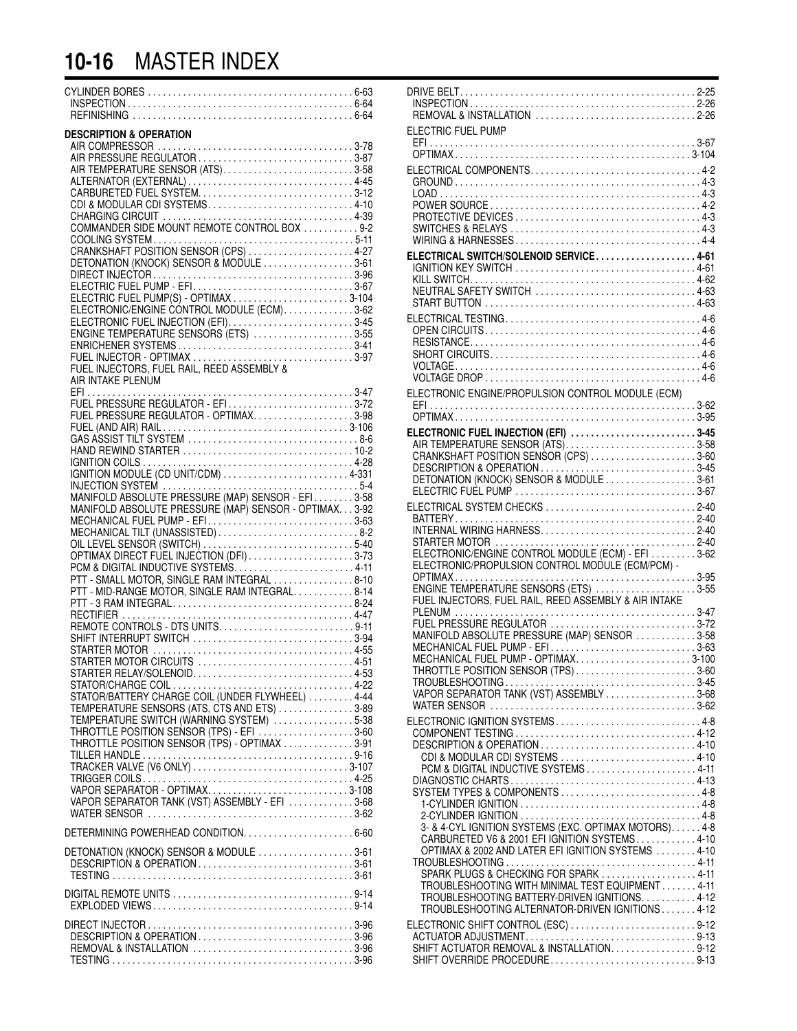# 10-16 MASTER INDEX

CYLINDER BORES . . . . . 6-63
- INSPECTION . . . . . 6-64
- REFINISHING . . . . . 6-64

**DESCRIPTION & OPERATION**
- AIR COMPRESSOR . . . . . 3-78
- AIR PRESSURE REGULATOR . . . . . 3-87
- AIR TEMPERATURE SENSOR (ATS) . . . . . 3-58
- ALTERNATOR (EXTERNAL) . . . . . 4-45
- CARBURETED FUEL SYSTEM . . . . . 3-12
- CDI & MODULAR CDI SYSTEMS . . . . . 4-10
- CHARGING CIRCUIT . . . . . 4-39
- COMMANDER SIDE MOUNT REMOTE CONTROL BOX . . . . . 9-2
- COOLING SYSTEM . . . . . 5-11
- CRANKSHAFT POSITION SENSOR (CPS) . . . . . 4-27
- DETONATION (KNOCK) SENSOR & MODULE . . . . . 3-61
- DIRECT INJECTOR . . . . . 3-96
- ELECTRIC FUEL PUMP - EFI . . . . . 3-67
- ELECTRIC FUEL PUMP(S) - OPTIMAX . . . . . 3-104
- ELECTRONIC/ENGINE CONTROL MODULE (ECM) . . . . . 3-62
- ELECTRONIC FUEL INJECTION (EFI) . . . . . 3-45
- ENGINE TEMPERATURE SENSORS (ETS) . . . . . 3-55
- ENRICHENER SYSTEMS . . . . . 3-41
- FUEL INJECTOR - OPTIMAX . . . . . 3-97
- FUEL INJECTORS, FUEL RAIL, REED ASSEMBLY & AIR INTAKE PLENUM
  - EFI . . . . . 3-47
- FUEL PRESSURE REGULATOR - EFI . . . . . 3-72
- FUEL PRESSURE REGULATOR - OPTIMAX . . . . . 3-98
- FUEL (AND AIR) RAIL . . . . . 3-106
- GAS ASSIST TILT SYSTEM . . . . . 8-6
- HAND REWIND STARTER . . . . . 10-2
- IGNITION COILS . . . . . 4-28
- IGNITION MODULE (CD UNIT/CDM) . . . . . 4-331
- INJECTION SYSTEM . . . . . 5-4
- MANIFOLD ABSOLUTE PRESSURE (MAP) SENSOR - EFI . . . . . 3-58
- MANIFOLD ABSOLUTE PRESSURE (MAP) SENSOR - OPTIMAX . . . 3-92
- MECHANICAL FUEL PUMP - EFI . . . . . 3-63
- MECHANICAL TILT (UNASSISTED) . . . . . 8-2
- OIL LEVEL SENSOR (SWITCH) . . . . . 5-40
- OPTIMAX DIRECT FUEL INJECTION (DFI) . . . . . 3-73
- PCM & DIGITAL INDUCTIVE SYSTEMS . . . . . 4-11
- PTT - SMALL MOTOR, SINGLE RAM INTEGRAL . . . . . 8-10
- PTT - MID-RANGE MOTOR, SINGLE RAM INTEGRAL . . . . . 8-14
- PTT - 3 RAM INTEGRAL . . . . . 8-24
- RECTIFIER . . . . . 4-47
- REMOTE CONTROLS - DTS UNITS . . . . . 9-11
- SHIFT INTERRUPT SWITCH . . . . . 3-94
- STARTER MOTOR . . . . . 4-55
- STARTER MOTOR CIRCUITS . . . . . 4-51
- STARTER RELAY/SOLENOID . . . . . 4-53
- STATOR/CHARGE COIL . . . . . 4-22
- STATOR/BATTERY CHARGE COIL (UNDER FLYWHEEL) . . . . . 4-44
- TEMPERATURE SENSORS (ATS, CTS AND ETS) . . . . . 3-89
- TEMPERATURE SWITCH (WARNING SYSTEM) . . . . . 5-38
- THROTTLE POSITION SENSOR (TPS) - EFI . . . . . 3-60
- THROTTLE POSITION SENSOR (TPS) - OPTIMAX . . . . . 3-91
- TILLER HANDLE . . . . . 9-16
- TRACKER VALVE (V6 ONLY) . . . . . 3-107
- TRIGGER COILS . . . . . 4-25
- VAPOR SEPARATOR - OPTIMAX . . . . . 3-108
- VAPOR SEPARATOR TANK (VST) ASSEMBLY - EFI . . . . . 3-68
- WATER SENSOR . . . . . 3-62

DETERMINING POWERHEAD CONDITION . . . . . 6-60

DETONATION (KNOCK) SENSOR & MODULE . . . . . 3-61
- DESCRIPTION & OPERATION . . . . . 3-61
- TESTING . . . . . 3-61

DIGITAL REMOTE UNITS . . . . . 9-14
- EXPLODED VIEWS . . . . . 9-14

DIRECT INJECTOR . . . . . 3-96
- DESCRIPTION & OPERATION . . . . . 3-96
- REMOVAL & INSTALLATION . . . . . 3-96
- TESTING . . . . . 3-96

DRIVE BELT . . . . . 2-25
- INSPECTION . . . . . 2-26
- REMOVAL & INSTALLATION . . . . . 2-26

ELECTRIC FUEL PUMP
- EFI . . . . . 3-67
- OPTIMAX . . . . . 3-104

ELECTRICAL COMPONENTS . . . . . 4-2
- GROUND . . . . . 4-3
- LOAD . . . . . 4-3
- POWER SOURCE . . . . . 4-2
- PROTECTIVE DEVICES . . . . . 4-3
- SWITCHES & RELAYS . . . . . 4-3
- WIRING & HARNESSES . . . . . 4-4

**ELECTRICAL SWITCH/SOLENOID SERVICE . . . . . 4-61**
- IGNITION KEY SWITCH . . . . . 4-61
- KILL SWITCH . . . . . 4-62
- NEUTRAL SAFETY SWITCH . . . . . 4-63
- START BUTTON . . . . . 4-63

ELECTRICAL TESTING . . . . . 4-6
- OPEN CIRCUITS . . . . . 4-6
- RESISTANCE . . . . . 4-6
- SHORT CIRCUITS . . . . . 4-6
- VOLTAGE . . . . . 4-6
- VOLTAGE DROP . . . . . 4-6

ELECTRONIC ENGINE/PROPULSION CONTROL MODULE (ECM)
- EFI . . . . . 3-62
- OPTIMAX . . . . . 3-95

**ELECTRONIC FUEL INJECTION (EFI) . . . . . 3-45**
- AIR TEMPERATURE SENSOR (ATS) . . . . . 3-58
- CRANKSHAFT POSITION SENSOR (CPS) . . . . . 3-60
- DESCRIPTION & OPERATION . . . . . 3-45
- DETONATION (KNOCK) SENSOR & MODULE . . . . . 3-61
- ELECTRIC FUEL PUMP . . . . . 3-67

ELECTRICAL SYSTEM CHECKS . . . . . 2-40
- BATTERY . . . . . 2-40
- INTERNAL WIRING HARNESS . . . . . 2-40
- STARTER MOTOR . . . . . 2-40
- ELECTRONIC/ENGINE CONTROL MODULE (ECM) - EFI . . . . . 3-62
- ELECTRONIC/PROPULSION CONTROL MODULE (ECM/PCM) - OPTIMAX . . . . . 3-95
- ENGINE TEMPERATURE SENSORS (ETS) . . . . . 3-55
- FUEL INJECTORS, FUEL RAIL, REED ASSEMBLY & AIR INTAKE PLENUM . . . . . 3-47
- FUEL PRESSURE REGULATOR . . . . . 3-72
- MANIFOLD ABSOLUTE PRESSURE (MAP) SENSOR . . . . . 3-58
- MECHANICAL FUEL PUMP - EFI . . . . . 3-63
- MECHANICAL FUEL PUMP - OPTIMAX . . . . . 3-100
- THROTTLE POSITION SENSOR (TPS) . . . . . 3-60
- TROUBLESHOOTING . . . . . 3-45
- VAPOR SEPARATOR TANK (VST) ASSEMBLY . . . . . 3-68
- WATER SENSOR . . . . . 3-62

ELECTRONIC IGNITION SYSTEMS . . . . . 4-8
- COMPONENT TESTING . . . . . 4-12
- DESCRIPTION & OPERATION . . . . . 4-10
  - CDI & MODULAR CDI SYSTEMS . . . . . 4-10
  - PCM & DIGITAL INDUCTIVE SYSTEMS . . . . . 4-11
- DIAGNOSTIC CHARTS . . . . . 4-13
- SYSTEM TYPES & COMPONENTS . . . . . 4-8
  - 1-CYLINDER IGNITION . . . . . 4-8
  - 2-CYLINDER IGNITION . . . . . 4-8
  - 3- & 4-CYL IGNITION SYSTEMS (EXC. OPTIMAX MOTORS) . . . . . 4-8
  - CARBURETED V6 & 2001 EFI IGNITION SYSTEMS . . . . . 4-10
  - OPTIMAX & 2002 AND LATER EFI IGNITION SYSTEMS . . . . . 4-10
- TROUBLESHOOTING . . . . . 4-11
  - SPARK PLUGS & CHECKING FOR SPARK . . . . . 4-11
  - TROUBLESHOOTING WITH MINIMAL TEST EQUIPMENT . . . . . 4-11
  - TROUBLESHOOTING BATTERY-DRIVEN IGNITIONS . . . . . 4-12
  - TROUBLESHOOTING ALTERNATOR-DRIVEN IGNITIONS . . . . . 4-12

ELECTRONIC SHIFT CONTROL (ESC) . . . . . 9-12
- ACTUATOR ADJUSTMENT . . . . . 9-13
- SHIFT ACTUATOR REMOVAL & INSTALLATION . . . . . 9-12
- SHIFT OVERRIDE PROCEDURE . . . . . 9-13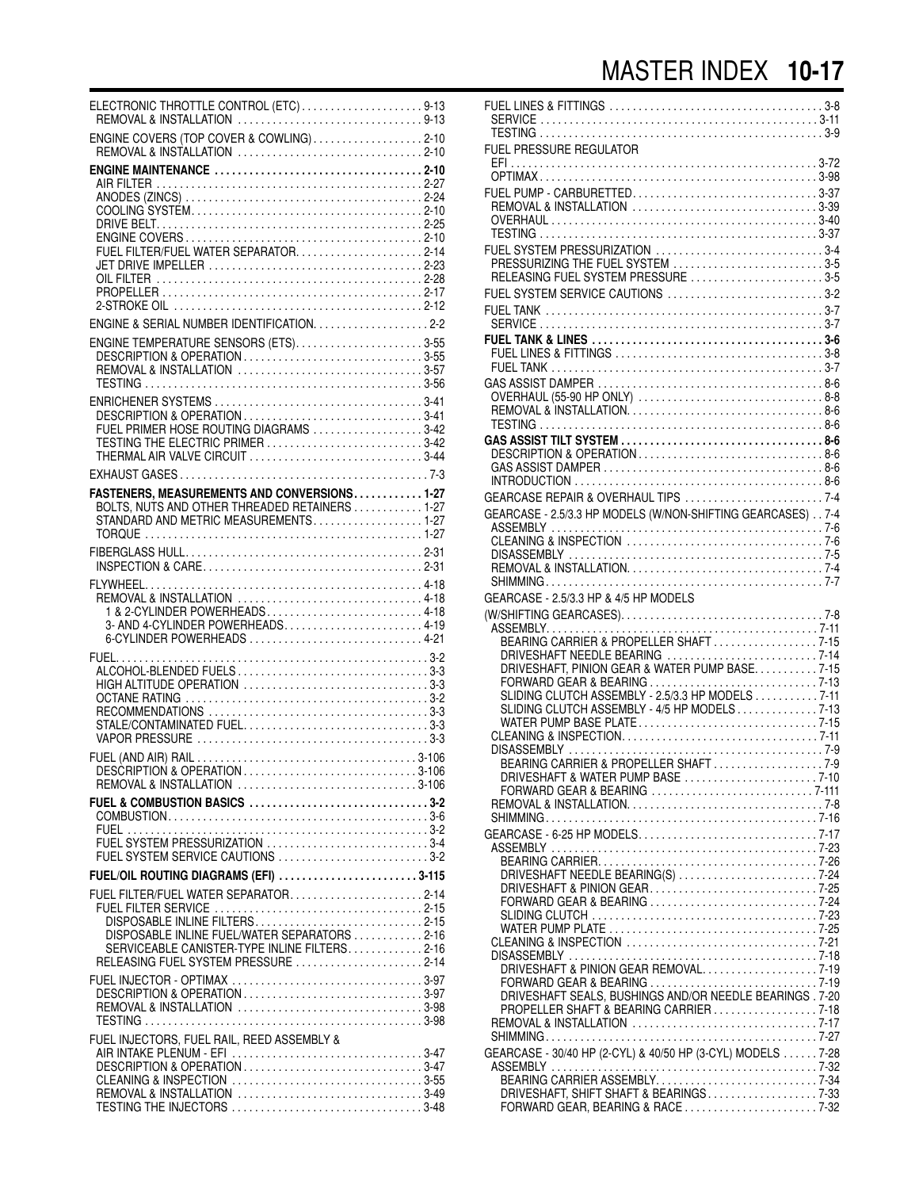ELECTRONIC THROTTLE CONTROL (ETC) . . . . . . . . . . . . . . . . . . . . . 9-13
REMOVAL & INSTALLATION . . . . . . . . . . . . . . . . . . . . . . . . . . . . . . . 9-13

ENGINE COVERS (TOP COVER & COWLING) . . . . . . . . . . . . . . . . . . . 2-10
REMOVAL & INSTALLATION . . . . . . . . . . . . . . . . . . . . . . . . . . . . . . . 2-10

**ENGINE MAINTENANCE . . . . . . . . . . . . . . . . . . . . . . . . . . . . . . . . . . . 2-10**
AIR FILTER . . . . . . . . . . . . . . . . . . . . . . . . . . . . . . . . . . . . . . . . . . . . . 2-27
ANODES (ZINCS) . . . . . . . . . . . . . . . . . . . . . . . . . . . . . . . . . . . . . . . . . 2-24
COOLING SYSTEM . . . . . . . . . . . . . . . . . . . . . . . . . . . . . . . . . . . . . . . . 2-10
DRIVE BELT . . . . . . . . . . . . . . . . . . . . . . . . . . . . . . . . . . . . . . . . . . . . . 2-25
ENGINE COVERS . . . . . . . . . . . . . . . . . . . . . . . . . . . . . . . . . . . . . . . . . 2-10
FUEL FILTER/FUEL WATER SEPARATOR . . . . . . . . . . . . . . . . . . . . . . 2-14
JET DRIVE IMPELLER . . . . . . . . . . . . . . . . . . . . . . . . . . . . . . . . . . . . . 2-23
OIL FILTER . . . . . . . . . . . . . . . . . . . . . . . . . . . . . . . . . . . . . . . . . . . . . 2-28
PROPELLER . . . . . . . . . . . . . . . . . . . . . . . . . . . . . . . . . . . . . . . . . . . . . 2-17
2-STROKE OIL . . . . . . . . . . . . . . . . . . . . . . . . . . . . . . . . . . . . . . . . . . . 2-12

ENGINE & SERIAL NUMBER IDENTIFICATION . . . . . . . . . . . . . . . . . . . 2-2

ENGINE TEMPERATURE SENSORS (ETS) . . . . . . . . . . . . . . . . . . . . . . 3-55
DESCRIPTION & OPERATION . . . . . . . . . . . . . . . . . . . . . . . . . . . . . . . 3-55
REMOVAL & INSTALLATION . . . . . . . . . . . . . . . . . . . . . . . . . . . . . . . 3-57
TESTING . . . . . . . . . . . . . . . . . . . . . . . . . . . . . . . . . . . . . . . . . . . . . . . 3-56

ENRICHENER SYSTEMS . . . . . . . . . . . . . . . . . . . . . . . . . . . . . . . . . . . 3-41
DESCRIPTION & OPERATION . . . . . . . . . . . . . . . . . . . . . . . . . . . . . . . 3-41
FUEL PRIMER HOSE ROUTING DIAGRAMS . . . . . . . . . . . . . . . . . . . 3-42
TESTING THE ELECTRIC PRIMER . . . . . . . . . . . . . . . . . . . . . . . . . . . 3-42
THERMAL AIR VALVE CIRCUIT . . . . . . . . . . . . . . . . . . . . . . . . . . . . . 3-44

EXHAUST GASES . . . . . . . . . . . . . . . . . . . . . . . . . . . . . . . . . . . . . . . . . . 7-3

**FASTENERS, MEASUREMENTS AND CONVERSIONS . . . . . . . . . . . . 1-27**
BOLTS, NUTS AND OTHER THREADED RETAINERS . . . . . . . . . . . . 1-27
STANDARD AND METRIC MEASUREMENTS . . . . . . . . . . . . . . . . . . . 1-27
TORQUE . . . . . . . . . . . . . . . . . . . . . . . . . . . . . . . . . . . . . . . . . . . . . . . 1-27

FIBERGLASS HULL . . . . . . . . . . . . . . . . . . . . . . . . . . . . . . . . . . . . . . . . 2-31
INSPECTION & CARE . . . . . . . . . . . . . . . . . . . . . . . . . . . . . . . . . . . . . 2-31

FLYWHEEL . . . . . . . . . . . . . . . . . . . . . . . . . . . . . . . . . . . . . . . . . . . . . . 4-18
REMOVAL & INSTALLATION . . . . . . . . . . . . . . . . . . . . . . . . . . . . . . . 4-18
1 & 2-CYLINDER POWERHEADS . . . . . . . . . . . . . . . . . . . . . . . . . . . 4-18
3- AND 4-CYLINDER POWERHEADS . . . . . . . . . . . . . . . . . . . . . . . . 4-19
6-CYLINDER POWERHEADS . . . . . . . . . . . . . . . . . . . . . . . . . . . . . . 4-21

FUEL . . . . . . . . . . . . . . . . . . . . . . . . . . . . . . . . . . . . . . . . . . . . . . . . . . . 3-2
ALCOHOL-BLENDED FUELS . . . . . . . . . . . . . . . . . . . . . . . . . . . . . . . . 3-3
HIGH ALTITUDE OPERATION . . . . . . . . . . . . . . . . . . . . . . . . . . . . . . . 3-3
OCTANE RATING . . . . . . . . . . . . . . . . . . . . . . . . . . . . . . . . . . . . . . . . . 3-2
RECOMMENDATIONS . . . . . . . . . . . . . . . . . . . . . . . . . . . . . . . . . . . . . 3-3
STALE/CONTAMINATED FUEL . . . . . . . . . . . . . . . . . . . . . . . . . . . . . . . 3-3
VAPOR PRESSURE . . . . . . . . . . . . . . . . . . . . . . . . . . . . . . . . . . . . . . . 3-3

FUEL (AND AIR) RAIL . . . . . . . . . . . . . . . . . . . . . . . . . . . . . . . . . . . . 3-106
DESCRIPTION & OPERATION . . . . . . . . . . . . . . . . . . . . . . . . . . . . . 3-106
REMOVAL & INSTALLATION . . . . . . . . . . . . . . . . . . . . . . . . . . . . . 3-106

**FUEL & COMBUSTION BASICS . . . . . . . . . . . . . . . . . . . . . . . . . . . . . . 3-2**
COMBUSTION . . . . . . . . . . . . . . . . . . . . . . . . . . . . . . . . . . . . . . . . . . . 3-6
FUEL . . . . . . . . . . . . . . . . . . . . . . . . . . . . . . . . . . . . . . . . . . . . . . . . . . 3-2
FUEL SYSTEM PRESSURIZATION . . . . . . . . . . . . . . . . . . . . . . . . . . . 3-4
FUEL SYSTEM SERVICE CAUTIONS . . . . . . . . . . . . . . . . . . . . . . . . . 3-2

**FUEL/OIL ROUTING DIAGRAMS (EFI) . . . . . . . . . . . . . . . . . . . . . . . . 3-115**

FUEL FILTER/FUEL WATER SEPARATOR . . . . . . . . . . . . . . . . . . . . . . . 2-14
FUEL FILTER SERVICE . . . . . . . . . . . . . . . . . . . . . . . . . . . . . . . . . . . 2-15
DISPOSABLE INLINE FILTERS . . . . . . . . . . . . . . . . . . . . . . . . . . . . 2-15
DISPOSABLE INLINE FUEL/WATER SEPARATORS . . . . . . . . . . . . 2-16
SERVICEABLE CANISTER-TYPE INLINE FILTERS . . . . . . . . . . . . . 2-16
RELEASING FUEL SYSTEM PRESSURE . . . . . . . . . . . . . . . . . . . . . 2-14

FUEL INJECTOR - OPTIMAX . . . . . . . . . . . . . . . . . . . . . . . . . . . . . . . . . 3-97
DESCRIPTION & OPERATION . . . . . . . . . . . . . . . . . . . . . . . . . . . . . . 3-97
REMOVAL & INSTALLATION . . . . . . . . . . . . . . . . . . . . . . . . . . . . . . . 3-98
TESTING . . . . . . . . . . . . . . . . . . . . . . . . . . . . . . . . . . . . . . . . . . . . . . 3-98

FUEL INJECTORS, FUEL RAIL, REED ASSEMBLY &
AIR INTAKE PLENUM - EFI . . . . . . . . . . . . . . . . . . . . . . . . . . . . . . . . . . 3-47
DESCRIPTION & OPERATION . . . . . . . . . . . . . . . . . . . . . . . . . . . . . . 3-47
CLEANING & INSPECTION . . . . . . . . . . . . . . . . . . . . . . . . . . . . . . . . 3-55
REMOVAL & INSTALLATION . . . . . . . . . . . . . . . . . . . . . . . . . . . . . . . 3-49
TESTING THE INJECTORS . . . . . . . . . . . . . . . . . . . . . . . . . . . . . . . . 3-48

FUEL LINES & FITTINGS . . . . . . . . . . . . . . . . . . . . . . . . . . . . . . . . . . . . 3-8
SERVICE . . . . . . . . . . . . . . . . . . . . . . . . . . . . . . . . . . . . . . . . . . . . . . 3-11
TESTING . . . . . . . . . . . . . . . . . . . . . . . . . . . . . . . . . . . . . . . . . . . . . . . 3-9

FUEL PRESSURE REGULATOR
EFI . . . . . . . . . . . . . . . . . . . . . . . . . . . . . . . . . . . . . . . . . . . . . . . . . . . 3-72
OPTIMAX . . . . . . . . . . . . . . . . . . . . . . . . . . . . . . . . . . . . . . . . . . . . . . 3-98

FUEL PUMP - CARBURETTED . . . . . . . . . . . . . . . . . . . . . . . . . . . . . . . 3-37
REMOVAL & INSTALLATION . . . . . . . . . . . . . . . . . . . . . . . . . . . . . . . 3-39
OVERHAUL . . . . . . . . . . . . . . . . . . . . . . . . . . . . . . . . . . . . . . . . . . . . 3-40
TESTING . . . . . . . . . . . . . . . . . . . . . . . . . . . . . . . . . . . . . . . . . . . . . . 3-37

FUEL SYSTEM PRESSURIZATION . . . . . . . . . . . . . . . . . . . . . . . . . . . . . 3-4
PRESSURIZING THE FUEL SYSTEM . . . . . . . . . . . . . . . . . . . . . . . . . 3-5
RELEASING FUEL SYSTEM PRESSURE . . . . . . . . . . . . . . . . . . . . . . . 3-5

FUEL SYSTEM SERVICE CAUTIONS . . . . . . . . . . . . . . . . . . . . . . . . . . . 3-2

FUEL TANK . . . . . . . . . . . . . . . . . . . . . . . . . . . . . . . . . . . . . . . . . . . . . . 3-7
SERVICE . . . . . . . . . . . . . . . . . . . . . . . . . . . . . . . . . . . . . . . . . . . . . . . 3-7

**FUEL TANK & LINES . . . . . . . . . . . . . . . . . . . . . . . . . . . . . . . . . . . . . . . 3-6**
FUEL LINES & FITTINGS . . . . . . . . . . . . . . . . . . . . . . . . . . . . . . . . . . . 3-8
FUEL TANK . . . . . . . . . . . . . . . . . . . . . . . . . . . . . . . . . . . . . . . . . . . . . 3-7

GAS ASSIST DAMPER . . . . . . . . . . . . . . . . . . . . . . . . . . . . . . . . . . . . . . 8-6
OVERHAUL (55-90 HP ONLY) . . . . . . . . . . . . . . . . . . . . . . . . . . . . . . . 8-8
REMOVAL & INSTALLATION . . . . . . . . . . . . . . . . . . . . . . . . . . . . . . . . 8-6
TESTING . . . . . . . . . . . . . . . . . . . . . . . . . . . . . . . . . . . . . . . . . . . . . . . 8-6

**GAS ASSIST TILT SYSTEM . . . . . . . . . . . . . . . . . . . . . . . . . . . . . . . . . . 8-6**
DESCRIPTION & OPERATION . . . . . . . . . . . . . . . . . . . . . . . . . . . . . . . 8-6
GAS ASSIST DAMPER . . . . . . . . . . . . . . . . . . . . . . . . . . . . . . . . . . . . . 8-6
INTRODUCTION . . . . . . . . . . . . . . . . . . . . . . . . . . . . . . . . . . . . . . . . . 8-6

GEARCASE REPAIR & OVERHAUL TIPS . . . . . . . . . . . . . . . . . . . . . . . . 7-4

GEARCASE - 2.5/3.3 HP MODELS (W/NON-SHIFTING GEARCASES) . . 7-4
ASSEMBLY . . . . . . . . . . . . . . . . . . . . . . . . . . . . . . . . . . . . . . . . . . . . . 7-6
CLEANING & INSPECTION . . . . . . . . . . . . . . . . . . . . . . . . . . . . . . . . . 7-6
DISASSEMBLY . . . . . . . . . . . . . . . . . . . . . . . . . . . . . . . . . . . . . . . . . . 7-5
REMOVAL & INSTALLATION . . . . . . . . . . . . . . . . . . . . . . . . . . . . . . . . 7-4
SHIMMING . . . . . . . . . . . . . . . . . . . . . . . . . . . . . . . . . . . . . . . . . . . . . 7-7

GEARCASE - 2.5/3.3 HP & 4/5 HP MODELS
(W/SHIFTING GEARCASES) . . . . . . . . . . . . . . . . . . . . . . . . . . . . . . . . . . 7-8
ASSEMBLY . . . . . . . . . . . . . . . . . . . . . . . . . . . . . . . . . . . . . . . . . . . . 7-11
BEARING CARRIER & PROPELLER SHAFT . . . . . . . . . . . . . . . . . . 7-15
DRIVESHAFT NEEDLE BEARING . . . . . . . . . . . . . . . . . . . . . . . . . . 7-14
DRIVESHAFT, PINION GEAR & WATER PUMP BASE . . . . . . . . . . . 7-15
FORWARD GEAR & BEARING . . . . . . . . . . . . . . . . . . . . . . . . . . . . 7-13
SLIDING CLUTCH ASSEMBLY - 2.5/3.3 HP MODELS . . . . . . . . . . . 7-11
SLIDING CLUTCH ASSEMBLY - 4/5 HP MODELS . . . . . . . . . . . . . . 7-13
WATER PUMP BASE PLATE . . . . . . . . . . . . . . . . . . . . . . . . . . . . . . 7-15
CLEANING & INSPECTION . . . . . . . . . . . . . . . . . . . . . . . . . . . . . . . . 7-11
DISASSEMBLY . . . . . . . . . . . . . . . . . . . . . . . . . . . . . . . . . . . . . . . . . . 7-9
BEARING CARRIER & PROPELLER SHAFT . . . . . . . . . . . . . . . . . . . 7-9
DRIVESHAFT & WATER PUMP BASE . . . . . . . . . . . . . . . . . . . . . . . 7-10
FORWARD GEAR & BEARING . . . . . . . . . . . . . . . . . . . . . . . . . . . 7-111
REMOVAL & INSTALLATION . . . . . . . . . . . . . . . . . . . . . . . . . . . . . . . . 7-8
SHIMMING . . . . . . . . . . . . . . . . . . . . . . . . . . . . . . . . . . . . . . . . . . . . 7-16

GEARCASE - 6-25 HP MODELS . . . . . . . . . . . . . . . . . . . . . . . . . . . . . . 7-17
ASSEMBLY . . . . . . . . . . . . . . . . . . . . . . . . . . . . . . . . . . . . . . . . . . . . 7-23
BEARING CARRIER . . . . . . . . . . . . . . . . . . . . . . . . . . . . . . . . . . . . . 7-26
DRIVESHAFT NEEDLE BEARING(S) . . . . . . . . . . . . . . . . . . . . . . . . 7-24
DRIVESHAFT & PINION GEAR . . . . . . . . . . . . . . . . . . . . . . . . . . . . . 7-25
FORWARD GEAR & BEARING . . . . . . . . . . . . . . . . . . . . . . . . . . . . 7-24
SLIDING CLUTCH . . . . . . . . . . . . . . . . . . . . . . . . . . . . . . . . . . . . . . 7-23
WATER PUMP PLATE . . . . . . . . . . . . . . . . . . . . . . . . . . . . . . . . . . . 7-25
CLEANING & INSPECTION . . . . . . . . . . . . . . . . . . . . . . . . . . . . . . . . 7-21
DISASSEMBLY . . . . . . . . . . . . . . . . . . . . . . . . . . . . . . . . . . . . . . . . . 7-18
DRIVESHAFT & PINION GEAR REMOVAL . . . . . . . . . . . . . . . . . . . . 7-19
FORWARD GEAR & BEARING . . . . . . . . . . . . . . . . . . . . . . . . . . . . 7-19
DRIVESHAFT SEALS, BUSHINGS AND/OR NEEDLE BEARINGS . 7-20
PROPELLER SHAFT & BEARING CARRIER . . . . . . . . . . . . . . . . . . 7-18
REMOVAL & INSTALLATION . . . . . . . . . . . . . . . . . . . . . . . . . . . . . . . 7-17
SHIMMING . . . . . . . . . . . . . . . . . . . . . . . . . . . . . . . . . . . . . . . . . . . . 7-27

GEARCASE - 30/40 HP (2-CYL) & 40/50 HP (3-CYL) MODELS . . . . . . 7-28
ASSEMBLY . . . . . . . . . . . . . . . . . . . . . . . . . . . . . . . . . . . . . . . . . . . . 7-32
BEARING CARRIER ASSEMBLY . . . . . . . . . . . . . . . . . . . . . . . . . . . 7-34
DRIVESHAFT, SHIFT SHAFT & BEARINGS . . . . . . . . . . . . . . . . . . . 7-33
FORWARD GEAR, BEARING & RACE . . . . . . . . . . . . . . . . . . . . . . . 7-32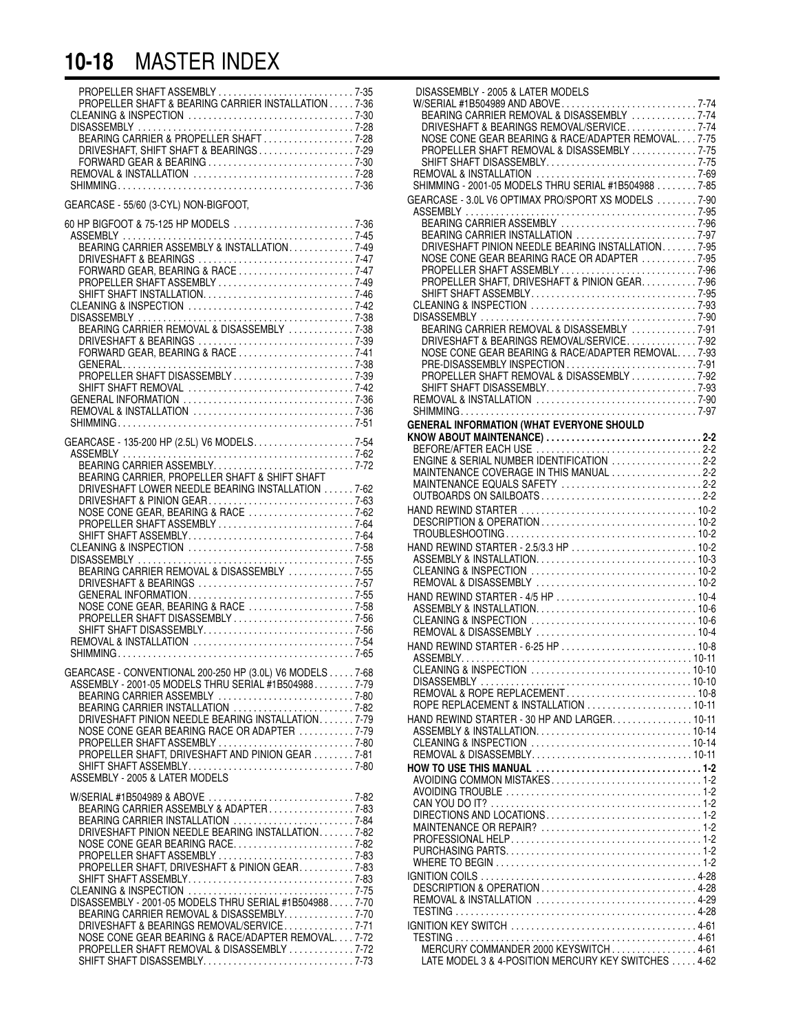# 10-18 MASTER INDEX

PROPELLER SHAFT ASSEMBLY . . . . . . . . . . . . . . . . . . . . . . . . . . . 7-35
PROPELLER SHAFT & BEARING CARRIER INSTALLATION . . . . . 7-36
CLEANING & INSPECTION . . . . . . . . . . . . . . . . . . . . . . . . . . . . . . . . 7-30
DISASSEMBLY . . . . . . . . . . . . . . . . . . . . . . . . . . . . . . . . . . . . . . . . 7-28
BEARING CARRIER & PROPELLER SHAFT . . . . . . . . . . . . . . . . . 7-28
DRIVESHAFT, SHIFT SHAFT & BEARINGS . . . . . . . . . . . . . . . . . . 7-29
FORWARD GEAR & BEARING . . . . . . . . . . . . . . . . . . . . . . . . . . . . 7-30
REMOVAL & INSTALLATION . . . . . . . . . . . . . . . . . . . . . . . . . . . . . 7-28
SHIMMING . . . . . . . . . . . . . . . . . . . . . . . . . . . . . . . . . . . . . . . . . . . 7-36

GEARCASE - 55/60 (3-CYL) NON-BIGFOOT,
60 HP BIGFOOT & 75-125 HP MODELS . . . . . . . . . . . . . . . . . . . . . . . 7-36
ASSEMBLY . . . . . . . . . . . . . . . . . . . . . . . . . . . . . . . . . . . . . . . . . . . 7-45
BEARING CARRIER ASSEMBLY & INSTALLATION . . . . . . . . . . . . 7-49
DRIVESHAFT & BEARINGS . . . . . . . . . . . . . . . . . . . . . . . . . . . . . . 7-47
FORWARD GEAR, BEARING & RACE . . . . . . . . . . . . . . . . . . . . . . 7-47
PROPELLER SHAFT ASSEMBLY . . . . . . . . . . . . . . . . . . . . . . . . . . 7-49
SHIFT SHAFT INSTALLATION . . . . . . . . . . . . . . . . . . . . . . . . . . . . . 7-46
CLEANING & INSPECTION . . . . . . . . . . . . . . . . . . . . . . . . . . . . . . . . 7-42
DISASSEMBLY . . . . . . . . . . . . . . . . . . . . . . . . . . . . . . . . . . . . . . . . 7-38
BEARING CARRIER REMOVAL & DISASSEMBLY . . . . . . . . . . . . . 7-38
DRIVESHAFT & BEARINGS . . . . . . . . . . . . . . . . . . . . . . . . . . . . . . 7-39
FORWARD GEAR, BEARING & RACE . . . . . . . . . . . . . . . . . . . . . . 7-41
GENERAL . . . . . . . . . . . . . . . . . . . . . . . . . . . . . . . . . . . . . . . . . . . . 7-38
PROPELLER SHAFT DISASSEMBLY . . . . . . . . . . . . . . . . . . . . . . . 7-39
SHIFT SHAFT REMOVAL . . . . . . . . . . . . . . . . . . . . . . . . . . . . . . . . 7-42
GENERAL INFORMATION . . . . . . . . . . . . . . . . . . . . . . . . . . . . . . . . . 7-36
REMOVAL & INSTALLATION . . . . . . . . . . . . . . . . . . . . . . . . . . . . . . 7-36
SHIMMING . . . . . . . . . . . . . . . . . . . . . . . . . . . . . . . . . . . . . . . . . . . . 7-51

GEARCASE - 135-200 HP (2.5L) V6 MODELS . . . . . . . . . . . . . . . . . . . 7-54
ASSEMBLY . . . . . . . . . . . . . . . . . . . . . . . . . . . . . . . . . . . . . . . . . . . 7-62
BEARING CARRIER ASSEMBLY . . . . . . . . . . . . . . . . . . . . . . . . . . . 7-72
BEARING CARRIER, PROPELLER SHAFT & SHIFT SHAFT
DRIVESHAFT LOWER NEEDLE BEARING INSTALLATION . . . . . . 7-62
DRIVESHAFT & PINION GEAR . . . . . . . . . . . . . . . . . . . . . . . . . . . . 7-63
NOSE CONE GEAR, BEARING & RACE . . . . . . . . . . . . . . . . . . . . . 7-62
PROPELLER SHAFT ASSEMBLY . . . . . . . . . . . . . . . . . . . . . . . . . . 7-64
SHIFT SHAFT ASSEMBLY . . . . . . . . . . . . . . . . . . . . . . . . . . . . . . . . 7-64
CLEANING & INSPECTION . . . . . . . . . . . . . . . . . . . . . . . . . . . . . . . . 7-58
DISASSEMBLY . . . . . . . . . . . . . . . . . . . . . . . . . . . . . . . . . . . . . . . . 7-55
BEARING CARRIER REMOVAL & DISASSEMBLY . . . . . . . . . . . . . 7-55
DRIVESHAFT & BEARINGS . . . . . . . . . . . . . . . . . . . . . . . . . . . . . . 7-57
GENERAL INFORMATION . . . . . . . . . . . . . . . . . . . . . . . . . . . . . . . . 7-55
NOSE CONE GEAR, BEARING & RACE . . . . . . . . . . . . . . . . . . . . . 7-58
PROPELLER SHAFT DISASSEMBLY . . . . . . . . . . . . . . . . . . . . . . . 7-56
SHIFT SHAFT DISASSEMBLY . . . . . . . . . . . . . . . . . . . . . . . . . . . . . 7-56
REMOVAL & INSTALLATION . . . . . . . . . . . . . . . . . . . . . . . . . . . . . . 7-54
SHIMMING . . . . . . . . . . . . . . . . . . . . . . . . . . . . . . . . . . . . . . . . . . . . 7-65

GEARCASE - CONVENTIONAL 200-250 HP (3.0L) V6 MODELS . . . . . 7-68
ASSEMBLY - 2001-05 MODELS THRU SERIAL #1B504988 . . . . . . . . 7-79
BEARING CARRIER ASSEMBLY . . . . . . . . . . . . . . . . . . . . . . . . . . . 7-80
BEARING CARRIER INSTALLATION . . . . . . . . . . . . . . . . . . . . . . . . 7-82
DRIVESHAFT PINION NEEDLE BEARING INSTALLATION . . . . . . . 7-79
NOSE CONE GEAR BEARING RACE OR ADAPTER . . . . . . . . . . . 7-79
PROPELLER SHAFT ASSEMBLY . . . . . . . . . . . . . . . . . . . . . . . . . . 7-80
PROPELLER SHAFT, DRIVESHAFT AND PINION GEAR . . . . . . . . 7-81
SHIFT SHAFT ASSEMBLY . . . . . . . . . . . . . . . . . . . . . . . . . . . . . . . . 7-80
ASSEMBLY - 2005 & LATER MODELS
W/SERIAL #1B504989 & ABOVE . . . . . . . . . . . . . . . . . . . . . . . . . . . . 7-82
BEARING CARRIER ASSEMBLY & ADAPTER . . . . . . . . . . . . . . . . . 7-83
BEARING CARRIER INSTALLATION . . . . . . . . . . . . . . . . . . . . . . . . 7-84
DRIVESHAFT PINION NEEDLE BEARING INSTALLATION . . . . . . . 7-82
NOSE CONE GEAR BEARING RACE . . . . . . . . . . . . . . . . . . . . . . . . 7-82
PROPELLER SHAFT ASSEMBLY . . . . . . . . . . . . . . . . . . . . . . . . . . 7-83
PROPELLER SHAFT, DRIVESHAFT & PINION GEAR . . . . . . . . . . . 7-83
SHIFT SHAFT ASSEMBLY . . . . . . . . . . . . . . . . . . . . . . . . . . . . . . . . 7-83
CLEANING & INSPECTION . . . . . . . . . . . . . . . . . . . . . . . . . . . . . . . . 7-75
DISASSEMBLY - 2001-05 MODELS THRU SERIAL #1B504988 . . . . . . 7-70
BEARING CARRIER REMOVAL & DISASSEMBLY . . . . . . . . . . . . . 7-70
DRIVESHAFT & BEARINGS REMOVAL/SERVICE . . . . . . . . . . . . . . 7-71
NOSE CONE GEAR BEARING & RACE/ADAPTER REMOVAL . . . . 7-72
PROPELLER SHAFT REMOVAL & DISASSEMBLY . . . . . . . . . . . . . 7-72
SHIFT SHAFT DISASSEMBLY . . . . . . . . . . . . . . . . . . . . . . . . . . . . . 7-73
DISASSEMBLY - 2005 & LATER MODELS
W/SERIAL #1B504989 AND ABOVE . . . . . . . . . . . . . . . . . . . . . . . . . 7-74
BEARING CARRIER REMOVAL & DISASSEMBLY . . . . . . . . . . . . . 7-74
DRIVESHAFT & BEARINGS REMOVAL/SERVICE . . . . . . . . . . . . . . 7-74
NOSE CONE GEAR BEARING & RACE/ADAPTER REMOVAL . . . . 7-75
PROPELLER SHAFT REMOVAL & DISASSEMBLY . . . . . . . . . . . . . 7-75
SHIFT SHAFT DISASSEMBLY . . . . . . . . . . . . . . . . . . . . . . . . . . . . . 7-75
REMOVAL & INSTALLATION . . . . . . . . . . . . . . . . . . . . . . . . . . . . . . 7-69
SHIMMING - 2001-05 MODELS THRU SERIAL #1B504988 . . . . . . . . 7-85

GEARCASE - 3.0L V6 OPTIMAX PRO/SPORT XS MODELS . . . . . . . . 7-90
ASSEMBLY . . . . . . . . . . . . . . . . . . . . . . . . . . . . . . . . . . . . . . . . . . . 7-95
BEARING CARRIER ASSEMBLY . . . . . . . . . . . . . . . . . . . . . . . . . . . 7-96
BEARING CARRIER INSTALLATION . . . . . . . . . . . . . . . . . . . . . . . . 7-97
DRIVESHAFT PINION NEEDLE BEARING INSTALLATION . . . . . . . 7-95
NOSE CONE GEAR BEARING RACE OR ADAPTER . . . . . . . . . . . 7-95
PROPELLER SHAFT ASSEMBLY . . . . . . . . . . . . . . . . . . . . . . . . . . 7-96
PROPELLER SHAFT, DRIVESHAFT & PINION GEAR . . . . . . . . . . . 7-96
SHIFT SHAFT ASSEMBLY . . . . . . . . . . . . . . . . . . . . . . . . . . . . . . . . 7-95
CLEANING & INSPECTION . . . . . . . . . . . . . . . . . . . . . . . . . . . . . . . . 7-93
DISASSEMBLY . . . . . . . . . . . . . . . . . . . . . . . . . . . . . . . . . . . . . . . . 7-90
BEARING CARRIER REMOVAL & DISASSEMBLY . . . . . . . . . . . . . 7-91
DRIVESHAFT & BEARINGS REMOVAL/SERVICE . . . . . . . . . . . . . . 7-92
NOSE CONE GEAR BEARING & RACE/ADAPTER REMOVAL . . . . 7-93
PRE-DISASSEMBLY INSPECTION . . . . . . . . . . . . . . . . . . . . . . . . . 7-91
PROPELLER SHAFT REMOVAL & DISASSEMBLY . . . . . . . . . . . . . 7-92
SHIFT SHAFT DISASSEMBLY . . . . . . . . . . . . . . . . . . . . . . . . . . . . . 7-93
REMOVAL & INSTALLATION . . . . . . . . . . . . . . . . . . . . . . . . . . . . . . 7-90
SHIMMING . . . . . . . . . . . . . . . . . . . . . . . . . . . . . . . . . . . . . . . . . . . . 7-97

**GENERAL INFORMATION (WHAT EVERYONE SHOULD KNOW ABOUT MAINTENANCE) . . . . . . . . . . . . . . . . . . . . . . . . . . . . . . 2-2**
BEFORE/AFTER EACH USE . . . . . . . . . . . . . . . . . . . . . . . . . . . . . . . 2-2
ENGINE & SERIAL NUMBER IDENTIFICATION . . . . . . . . . . . . . . . . 2-2
MAINTENANCE COVERAGE IN THIS MANUAL . . . . . . . . . . . . . . . . 2-2
MAINTENANCE EQUALS SAFETY . . . . . . . . . . . . . . . . . . . . . . . . . . 2-2
OUTBOARDS ON SAILBOATS . . . . . . . . . . . . . . . . . . . . . . . . . . . . . 2-2

HAND REWIND STARTER . . . . . . . . . . . . . . . . . . . . . . . . . . . . . . . . 10-2
DESCRIPTION & OPERATION . . . . . . . . . . . . . . . . . . . . . . . . . . . . 10-2
TROUBLESHOOTING . . . . . . . . . . . . . . . . . . . . . . . . . . . . . . . . . . . 10-2

HAND REWIND STARTER - 2.5/3.3 HP . . . . . . . . . . . . . . . . . . . . . . . 10-2
ASSEMBLY & INSTALLATION . . . . . . . . . . . . . . . . . . . . . . . . . . . . . 10-3
CLEANING & INSPECTION . . . . . . . . . . . . . . . . . . . . . . . . . . . . . . . 10-2
REMOVAL & DISASSEMBLY . . . . . . . . . . . . . . . . . . . . . . . . . . . . . . 10-2

HAND REWIND STARTER - 4/5 HP . . . . . . . . . . . . . . . . . . . . . . . . . . 10-4
ASSEMBLY & INSTALLATION . . . . . . . . . . . . . . . . . . . . . . . . . . . . . 10-6
CLEANING & INSPECTION . . . . . . . . . . . . . . . . . . . . . . . . . . . . . . . 10-6
REMOVAL & DISASSEMBLY . . . . . . . . . . . . . . . . . . . . . . . . . . . . . . 10-4

HAND REWIND STARTER - 6-25 HP . . . . . . . . . . . . . . . . . . . . . . . . . 10-8
ASSEMBLY . . . . . . . . . . . . . . . . . . . . . . . . . . . . . . . . . . . . . . . . . . 10-11
CLEANING & INSPECTION . . . . . . . . . . . . . . . . . . . . . . . . . . . . . . 10-10
DISASSEMBLY . . . . . . . . . . . . . . . . . . . . . . . . . . . . . . . . . . . . . . . 10-10
REMOVAL & ROPE REPLACEMENT . . . . . . . . . . . . . . . . . . . . . . . . 10-8
ROPE REPLACEMENT & INSTALLATION . . . . . . . . . . . . . . . . . . . 10-11

HAND REWIND STARTER - 30 HP AND LARGER . . . . . . . . . . . . . . 10-11
ASSEMBLY & INSTALLATION . . . . . . . . . . . . . . . . . . . . . . . . . . . . 10-14
CLEANING & INSPECTION . . . . . . . . . . . . . . . . . . . . . . . . . . . . . . 10-14
REMOVAL & DISASSEMBLY . . . . . . . . . . . . . . . . . . . . . . . . . . . . . 10-11

**HOW TO USE THIS MANUAL . . . . . . . . . . . . . . . . . . . . . . . . . . . . . . 1-2**
AVOIDING COMMON MISTAKES . . . . . . . . . . . . . . . . . . . . . . . . . . . . 1-2
AVOIDING TROUBLE . . . . . . . . . . . . . . . . . . . . . . . . . . . . . . . . . . . . 1-2
CAN YOU DO IT? . . . . . . . . . . . . . . . . . . . . . . . . . . . . . . . . . . . . . . . 1-2
DIRECTIONS AND LOCATIONS . . . . . . . . . . . . . . . . . . . . . . . . . . . . . 1-2
MAINTENANCE OR REPAIR? . . . . . . . . . . . . . . . . . . . . . . . . . . . . . . 1-2
PROFESSIONAL HELP . . . . . . . . . . . . . . . . . . . . . . . . . . . . . . . . . . . 1-2
PURCHASING PARTS . . . . . . . . . . . . . . . . . . . . . . . . . . . . . . . . . . . 1-2
WHERE TO BEGIN . . . . . . . . . . . . . . . . . . . . . . . . . . . . . . . . . . . . . . 1-2

IGNITION COILS . . . . . . . . . . . . . . . . . . . . . . . . . . . . . . . . . . . . . . . 4-28
DESCRIPTION & OPERATION . . . . . . . . . . . . . . . . . . . . . . . . . . . . . 4-28
REMOVAL & INSTALLATION . . . . . . . . . . . . . . . . . . . . . . . . . . . . . . 4-29
TESTING . . . . . . . . . . . . . . . . . . . . . . . . . . . . . . . . . . . . . . . . . . . . 4-28

IGNITION KEY SWITCH . . . . . . . . . . . . . . . . . . . . . . . . . . . . . . . . . . 4-61
TESTING . . . . . . . . . . . . . . . . . . . . . . . . . . . . . . . . . . . . . . . . . . . . 4-61
MERCURY COMMANDER 2000 KEYSWITCH . . . . . . . . . . . . . . . . . 4-61
LATE MODEL 3 & 4-POSITION MERCURY KEY SWITCHES . . . . . 4-62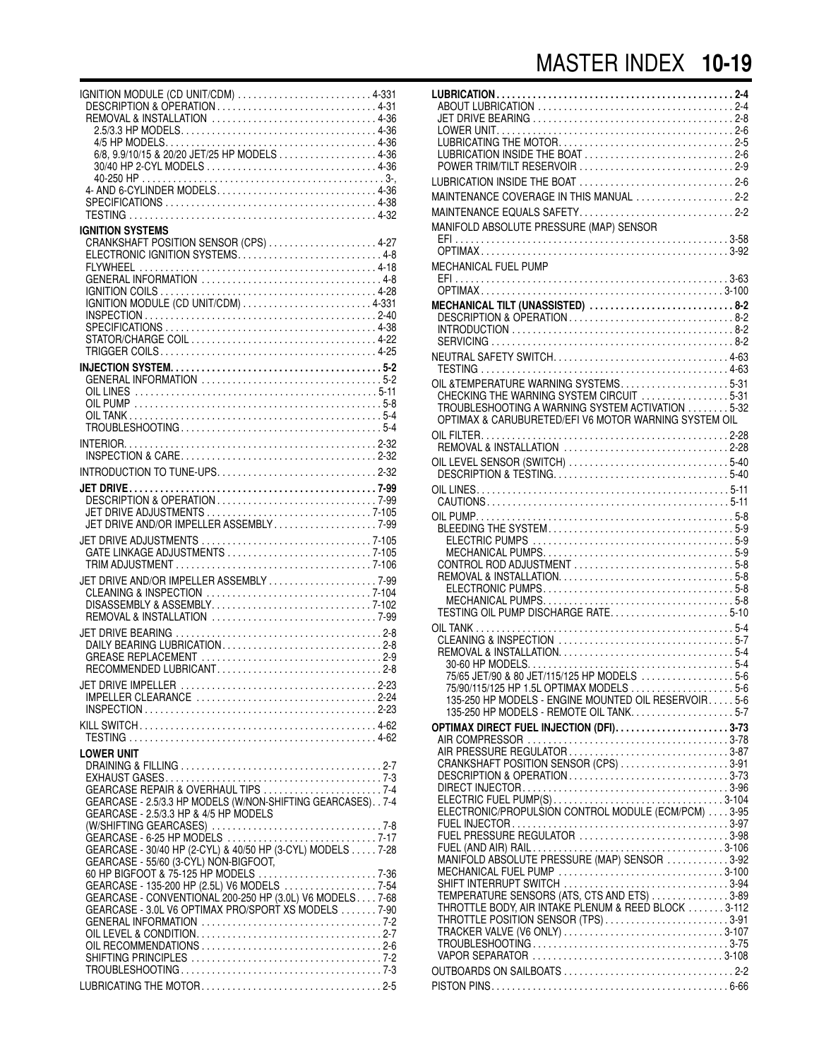IGNITION MODULE (CD UNIT/CDM) . . . . . . . . . . 4-331
- DESCRIPTION & OPERATION . . . . . . . . . . 4-31
- REMOVAL & INSTALLATION . . . . . . . . . . 4-36
  - 2.5/3.3 HP MODELS . . . . . . . . . . 4-36
  - 4/5 HP MODELS . . . . . . . . . . 4-36
  - 6/8, 9.9/10/15 & 20/20 JET/25 HP MODELS . . . . . . . . . . 4-36
  - 30/40 HP 2-CYL MODELS . . . . . . . . . . 4-36
  - 40-250 HP . . . . . . . . . . 3-,
- 4- AND 6-CYLINDER MODELS . . . . . . . . . . 4-36
- SPECIFICATIONS . . . . . . . . . . 4-38
- TESTING . . . . . . . . . . 4-32

**IGNITION SYSTEMS**
- CRANKSHAFT POSITION SENSOR (CPS) . . . . . . . . . . 4-27
- ELECTRONIC IGNITION SYSTEMS . . . . . . . . . . 4-8
- FLYWHEEL . . . . . . . . . . 4-18
- GENERAL INFORMATION . . . . . . . . . . 4-8
- IGNITION COILS . . . . . . . . . . 4-28
- IGNITION MODULE (CD UNIT/CDM) . . . . . . . . . . 4-331
- INSPECTION . . . . . . . . . . 2-40
- SPECIFICATIONS . . . . . . . . . . 4-38
- STATOR/CHARGE COIL . . . . . . . . . . 4-22
- TRIGGER COILS . . . . . . . . . . 4-25

**INJECTION SYSTEM . . . . . . . . . . 5-2**
- GENERAL INFORMATION . . . . . . . . . . 5-2
- OIL LINES . . . . . . . . . . 5-11
- OIL PUMP . . . . . . . . . . 5-8
- OIL TANK . . . . . . . . . . 5-4
- TROUBLESHOOTING . . . . . . . . . . 5-4

INTERIOR . . . . . . . . . . 2-32
- INSPECTION & CARE . . . . . . . . . . 2-32

INTRODUCTION TO TUNE-UPS . . . . . . . . . . 2-32

**JET DRIVE . . . . . . . . . . 7-99**
- DESCRIPTION & OPERATION . . . . . . . . . . 7-99
- JET DRIVE ADJUSTMENTS . . . . . . . . . . 7-105
- JET DRIVE AND/OR IMPELLER ASSEMBLY . . . . . . . . . . 7-99

JET DRIVE ADJUSTMENTS . . . . . . . . . . 7-105
- GATE LINKAGE ADJUSTMENTS . . . . . . . . . . 7-105
- TRIM ADJUSTMENT . . . . . . . . . . 7-106

JET DRIVE AND/OR IMPELLER ASSEMBLY . . . . . . . . . . 7-99
- CLEANING & INSPECTION . . . . . . . . . . 7-104
- DISASSEMBLY & ASSEMBLY . . . . . . . . . . 7-102
- REMOVAL & INSTALLATION . . . . . . . . . . 7-99

JET DRIVE BEARING . . . . . . . . . . 2-8
- DAILY BEARING LUBRICATION . . . . . . . . . . 2-8
- GREASE REPLACEMENT . . . . . . . . . . 2-9
- RECOMMENDED LUBRICANT . . . . . . . . . . 2-8

JET DRIVE IMPELLER . . . . . . . . . . 2-23
- IMPELLER CLEARANCE . . . . . . . . . . 2-24
- INSPECTION . . . . . . . . . . 2-23

KILL SWITCH . . . . . . . . . . 4-62
- TESTING . . . . . . . . . . 4-62

**LOWER UNIT**
- DRAINING & FILLING . . . . . . . . . . 2-7
- EXHAUST GASES . . . . . . . . . . 7-3
- GEARCASE REPAIR & OVERHAUL TIPS . . . . . . . . . . 7-4
- GEARCASE - 2.5/3.3 HP MODELS (W/NON-SHIFTING GEARCASES) . . 7-4
- GEARCASE - 2.5/3.3 HP & 4/5 HP MODELS (W/SHIFTING GEARCASES) . . . . . . . . . . 7-8
- GEARCASE - 6-25 HP MODELS . . . . . . . . . . 7-17
- GEARCASE - 30/40 HP (2-CYL) & 40/50 HP (3-CYL) MODELS . . . . . 7-28
- GEARCASE - 55/60 (3-CYL) NON-BIGFOOT, 60 HP BIGFOOT & 75-125 HP MODELS . . . . . . . . . . 7-36
- GEARCASE - 135-200 HP (2.5L) V6 MODELS . . . . . . . . . . 7-54
- GEARCASE - CONVENTIONAL 200-250 HP (3.0L) V6 MODELS . . . . 7-68
- GEARCASE - 3.0L V6 OPTIMAX PRO/SPORT XS MODELS . . . . . . . 7-90
- GENERAL INFORMATION . . . . . . . . . . 7-2
- OIL LEVEL & CONDITION . . . . . . . . . . 2-7
- OIL RECOMMENDATIONS . . . . . . . . . . 2-6
- SHIFTING PRINCIPLES . . . . . . . . . . 7-2
- TROUBLESHOOTING . . . . . . . . . . 7-3

LUBRICATING THE MOTOR . . . . . . . . . . 2-5

**LUBRICATION . . . . . . . . . . 2-4**
- ABOUT LUBRICATION . . . . . . . . . . 2-4
- JET DRIVE BEARING . . . . . . . . . . 2-8
- LOWER UNIT . . . . . . . . . . 2-6
- LUBRICATING THE MOTOR . . . . . . . . . . 2-5
- LUBRICATION INSIDE THE BOAT . . . . . . . . . . 2-6
- POWER TRIM/TILT RESERVOIR . . . . . . . . . . 2-9

LUBRICATION INSIDE THE BOAT . . . . . . . . . . 2-6

MAINTENANCE COVERAGE IN THIS MANUAL . . . . . . . . . . 2-2

MAINTENANCE EQUALS SAFETY . . . . . . . . . . 2-2

MANIFOLD ABSOLUTE PRESSURE (MAP) SENSOR
- EFI . . . . . . . . . . 3-58
- OPTIMAX . . . . . . . . . . 3-92

MECHANICAL FUEL PUMP
- EFI . . . . . . . . . . 3-63
- OPTIMAX . . . . . . . . . . 3-100

**MECHANICAL TILT (UNASSISTED) . . . . . . . . . . 8-2**
- DESCRIPTION & OPERATION . . . . . . . . . . 8-2
- INTRODUCTION . . . . . . . . . . 8-2
- SERVICING . . . . . . . . . . 8-2

NEUTRAL SAFETY SWITCH . . . . . . . . . . 4-63
- TESTING . . . . . . . . . . 4-63

OIL &TEMPERATURE WARNING SYSTEMS . . . . . . . . . . 5-31
- CHECKING THE WARNING SYSTEM CIRCUIT . . . . . . . . . . 5-31
- TROUBLESHOOTING A WARNING SYSTEM ACTIVATION . . . . . . . . 5-32
- OPTIMAX & CARUBURETED/EFI V6 MOTOR WARNING SYSTEM OIL

OIL FILTER . . . . . . . . . . 2-28
- REMOVAL & INSTALLATION . . . . . . . . . . 2-28

OIL LEVEL SENSOR (SWITCH) . . . . . . . . . . 5-40
- DESCRIPTION & TESTING . . . . . . . . . . 5-40

OIL LINES . . . . . . . . . . 5-11
- CAUTIONS . . . . . . . . . . 5-11

OIL PUMP . . . . . . . . . . 5-8
- BLEEDING THE SYSTEM . . . . . . . . . . 5-9
  - ELECTRIC PUMPS . . . . . . . . . . 5-9
  - MECHANICAL PUMPS . . . . . . . . . . 5-9
- CONTROL ROD ADJUSTMENT . . . . . . . . . . 5-8
- REMOVAL & INSTALLATION . . . . . . . . . . 5-8
  - ELECTRONIC PUMPS . . . . . . . . . . 5-8
  - MECHANICAL PUMPS . . . . . . . . . . 5-8
- TESTING OIL PUMP DISCHARGE RATE . . . . . . . . . . 5-10

OIL TANK . . . . . . . . . . 5-4
- CLEANING & INSPECTION . . . . . . . . . . 5-7
- REMOVAL & INSTALLATION . . . . . . . . . . 5-4
  - 30-60 HP MODELS . . . . . . . . . . 5-4
  - 75/65 JET/90 & 80 JET/115/125 HP MODELS . . . . . . . . . . 5-6
  - 75/90/115/125 HP 1.5L OPTIMAX MODELS . . . . . . . . . . 5-6
  - 135-250 HP MODELS - ENGINE MOUNTED OIL RESERVOIR . . . . . 5-6
  - 135-250 HP MODELS - REMOTE OIL TANK . . . . . . . . . . 5-7

**OPTIMAX DIRECT FUEL INJECTION (DFI) . . . . . . . . . . 3-73**
- AIR COMPRESSOR . . . . . . . . . . 3-78
- AIR PRESSURE REGULATOR . . . . . . . . . . 3-87
- CRANKSHAFT POSITION SENSOR (CPS) . . . . . . . . . . 3-91
- DESCRIPTION & OPERATION . . . . . . . . . . 3-73
- DIRECT INJECTOR . . . . . . . . . . 3-96
- ELECTRIC FUEL PUMP(S) . . . . . . . . . . 3-104
- ELECTRONIC/PROPULSION CONTROL MODULE (ECM/PCM) . . . . 3-95
- FUEL INJECTOR . . . . . . . . . . 3-97
- FUEL PRESSURE REGULATOR . . . . . . . . . . 3-98
- FUEL (AND AIR) RAIL . . . . . . . . . . 3-106
- MANIFOLD ABSOLUTE PRESSURE (MAP) SENSOR . . . . . . . . . . 3-92
- MECHANICAL FUEL PUMP . . . . . . . . . . 3-100
- SHIFT INTERRUPT SWITCH . . . . . . . . . . 3-94
- TEMPERATURE SENSORS (ATS, CTS AND ETS) . . . . . . . . . . 3-89
- THROTTLE BODY, AIR INTAKE PLENUM & REED BLOCK . . . . . . . 3-112
- THROTTLE POSITION SENSOR (TPS) . . . . . . . . . . 3-91
- TRACKER VALVE (V6 ONLY) . . . . . . . . . . 3-107
- TROUBLESHOOTING . . . . . . . . . . 3-75
- VAPOR SEPARATOR . . . . . . . . . . 3-108

OUTBOARDS ON SAILBOATS . . . . . . . . . . 2-2

PISTON PINS . . . . . . . . . . 6-66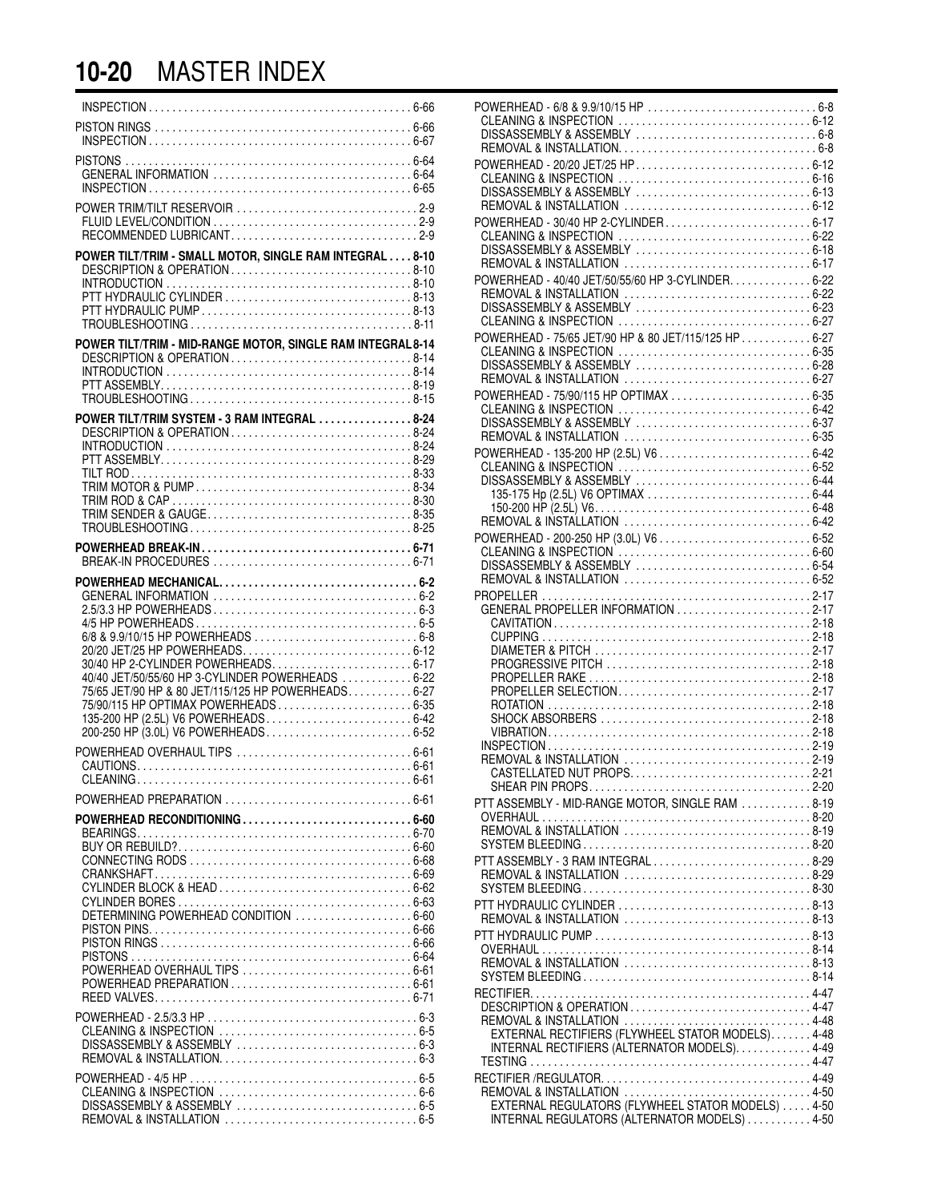# MASTER INDEX

INSPECTION . . . . . 6-66

PISTON RINGS . . . . . 6-66
- INSPECTION . . . . . 6-67

PISTONS . . . . . 6-64
- GENERAL INFORMATION . . . . . 6-64
- INSPECTION . . . . . 6-65

POWER TRIM/TILT RESERVOIR . . . . . 2-9
- FLUID LEVEL/CONDITION . . . . . 2-9
- RECOMMENDED LUBRICANT . . . . . 2-9

**POWER TILT/TRIM - SMALL MOTOR, SINGLE RAM INTEGRAL . . . . 8-10**
- DESCRIPTION & OPERATION . . . . . 8-10
- INTRODUCTION . . . . . 8-10
- PTT HYDRAULIC CYLINDER . . . . . 8-13
- PTT HYDRAULIC PUMP . . . . . 8-13
- TROUBLESHOOTING . . . . . 8-11

**POWER TILT/TRIM - MID-RANGE MOTOR, SINGLE RAM INTEGRAL 8-14**
- DESCRIPTION & OPERATION . . . . . 8-14
- INTRODUCTION . . . . . 8-14
- PTT ASSEMBLY . . . . . 8-19
- TROUBLESHOOTING . . . . . 8-15

**POWER TILT/TRIM SYSTEM - 3 RAM INTEGRAL . . . . . 8-24**
- DESCRIPTION & OPERATION . . . . . 8-24
- INTRODUCTION . . . . . 8-24
- PTT ASSEMBLY . . . . . 8-29
- TILT ROD . . . . . 8-33
- TRIM MOTOR & PUMP . . . . . 8-34
- TRIM ROD & CAP . . . . . 8-30
- TRIM SENDER & GAUGE . . . . . 8-35
- TROUBLESHOOTING . . . . . 8-25

**POWERHEAD BREAK-IN . . . . . 6-71**
- BREAK-IN PROCEDURES . . . . . 6-71

**POWERHEAD MECHANICAL . . . . . 6-2**
- GENERAL INFORMATION . . . . . 6-2
- 2.5/3.3 HP POWERHEADS . . . . . 6-3
- 4/5 HP POWERHEADS . . . . . 6-5
- 6/8 & 9.9/10/15 HP POWERHEADS . . . . . 6-8
- 20/20 JET/25 HP POWERHEADS . . . . . 6-12
- 30/40 HP 2-CYLINDER POWERHEADS . . . . . 6-17
- 40/40 JET/50/55/60 HP 3-CYLINDER POWERHEADS . . . . . 6-22
- 75/65 JET/90 HP & 80 JET/115/125 HP POWERHEADS . . . . . 6-27
- 75/90/115 HP OPTIMAX POWERHEADS . . . . . 6-35
- 135-200 HP (2.5L) V6 POWERHEADS . . . . . 6-42
- 200-250 HP (3.0L) V6 POWERHEADS . . . . . 6-52

POWERHEAD OVERHAUL TIPS . . . . . 6-61
- CAUTIONS . . . . . 6-61
- CLEANING . . . . . 6-61

POWERHEAD PREPARATION . . . . . 6-61

**POWERHEAD RECONDITIONING . . . . . 6-60**
- BEARINGS . . . . . 6-70
- BUY OR REBUILD? . . . . . 6-60
- CONNECTING RODS . . . . . 6-68
- CRANKSHAFT . . . . . 6-69
- CYLINDER BLOCK & HEAD . . . . . 6-62
- CYLINDER BORES . . . . . 6-63
- DETERMINING POWERHEAD CONDITION . . . . . 6-60
- PISTON PINS . . . . . 6-66
- PISTON RINGS . . . . . 6-66
- PISTONS . . . . . 6-64
- POWERHEAD OVERHAUL TIPS . . . . . 6-61
- POWERHEAD PREPARATION . . . . . 6-61
- REED VALVES . . . . . 6-71

POWERHEAD - 2.5/3.3 HP . . . . . 6-3
- CLEANING & INSPECTION . . . . . 6-5
- DISSASSEMBLY & ASSEMBLY . . . . . 6-3
- REMOVAL & INSTALLATION . . . . . 6-3

POWERHEAD - 4/5 HP . . . . . 6-5
- CLEANING & INSPECTION . . . . . 6-6
- DISSASSEMBLY & ASSEMBLY . . . . . 6-5
- REMOVAL & INSTALLATION . . . . . 6-5

POWERHEAD - 6/8 & 9.9/10/15 HP . . . . . 6-8
- CLEANING & INSPECTION . . . . . 6-12
- DISSASSEMBLY & ASSEMBLY . . . . . 6-8
- REMOVAL & INSTALLATION . . . . . 6-8

POWERHEAD - 20/20 JET/25 HP . . . . . 6-12
- CLEANING & INSPECTION . . . . . 6-16
- DISSASSEMBLY & ASSEMBLY . . . . . 6-13
- REMOVAL & INSTALLATION . . . . . 6-12

POWERHEAD - 30/40 HP 2-CYLINDER . . . . . 6-17
- CLEANING & INSPECTION . . . . . 6-22
- DISSASSEMBLY & ASSEMBLY . . . . . 6-18
- REMOVAL & INSTALLATION . . . . . 6-17

POWERHEAD - 40/40 JET/50/55/60 HP 3-CYLINDER . . . . . 6-22
- REMOVAL & INSTALLATION . . . . . 6-22
- DISSASSEMBLY & ASSEMBLY . . . . . 6-23
- CLEANING & INSPECTION . . . . . 6-27

POWERHEAD - 75/65 JET/90 HP & 80 JET/115/125 HP . . . . . 6-27
- CLEANING & INSPECTION . . . . . 6-35
- DISSASSEMBLY & ASSEMBLY . . . . . 6-28
- REMOVAL & INSTALLATION . . . . . 6-27

POWERHEAD - 75/90/115 HP OPTIMAX . . . . . 6-35
- CLEANING & INSPECTION . . . . . 6-42
- DISSASSEMBLY & ASSEMBLY . . . . . 6-37
- REMOVAL & INSTALLATION . . . . . 6-35

POWERHEAD - 135-200 HP (2.5L) V6 . . . . . 6-42
- CLEANING & INSPECTION . . . . . 6-52
- DISSASSEMBLY & ASSEMBLY . . . . . 6-44
  - 135-175 Hp (2.5L) V6 OPTIMAX . . . . . 6-44
  - 150-200 HP (2.5L) V6 . . . . . 6-48
- REMOVAL & INSTALLATION . . . . . 6-42

POWERHEAD - 200-250 HP (3.0L) V6 . . . . . 6-52
- CLEANING & INSPECTION . . . . . 6-60
- DISSASSEMBLY & ASSEMBLY . . . . . 6-54
- REMOVAL & INSTALLATION . . . . . 6-52

PROPELLER . . . . . 2-17
- GENERAL PROPELLER INFORMATION . . . . . 2-17
  - CAVITATION . . . . . 2-18
  - CUPPING . . . . . 2-18
  - DIAMETER & PITCH . . . . . 2-17
  - PROGRESSIVE PITCH . . . . . 2-18
  - PROPELLER RAKE . . . . . 2-18
  - PROPELLER SELECTION . . . . . 2-17
  - ROTATION . . . . . 2-18
  - SHOCK ABSORBERS . . . . . 2-18
  - VIBRATION . . . . . 2-18
- INSPECTION . . . . . 2-19
- REMOVAL & INSTALLATION . . . . . 2-19
  - CASTELLATED NUT PROPS . . . . . 2-21
  - SHEAR PIN PROPS . . . . . 2-20

PTT ASSEMBLY - MID-RANGE MOTOR, SINGLE RAM . . . . . 8-19
- OVERHAUL . . . . . 8-20
- REMOVAL & INSTALLATION . . . . . 8-19
- SYSTEM BLEEDING . . . . . 8-20

PTT ASSEMBLY - 3 RAM INTEGRAL . . . . . 8-29
- REMOVAL & INSTALLATION . . . . . 8-29
- SYSTEM BLEEDING . . . . . 8-30

PTT HYDRAULIC CYLINDER . . . . . 8-13
- REMOVAL & INSTALLATION . . . . . 8-13

PTT HYDRAULIC PUMP . . . . . 8-13
- OVERHAUL . . . . . 8-14
- REMOVAL & INSTALLATION . . . . . 8-13
- SYSTEM BLEEDING . . . . . 8-14

RECTIFIER . . . . . 4-47
- DESCRIPTION & OPERATION . . . . . 4-47
- REMOVAL & INSTALLATION . . . . . 4-48
  - EXTERNAL RECTIFIERS (FLYWHEEL STATOR MODELS) . . . . . 4-48
  - INTERNAL RECTIFIERS (ALTERNATOR MODELS) . . . . . 4-49
- TESTING . . . . . 4-47

RECTIFIER /REGULATOR . . . . . 4-49
- REMOVAL & INSTALLATION . . . . . 4-50
  - EXTERNAL REGULATORS (FLYWHEEL STATOR MODELS) . . . . . 4-50
  - INTERNAL REGULATORS (ALTERNATOR MODELS) . . . . . 4-50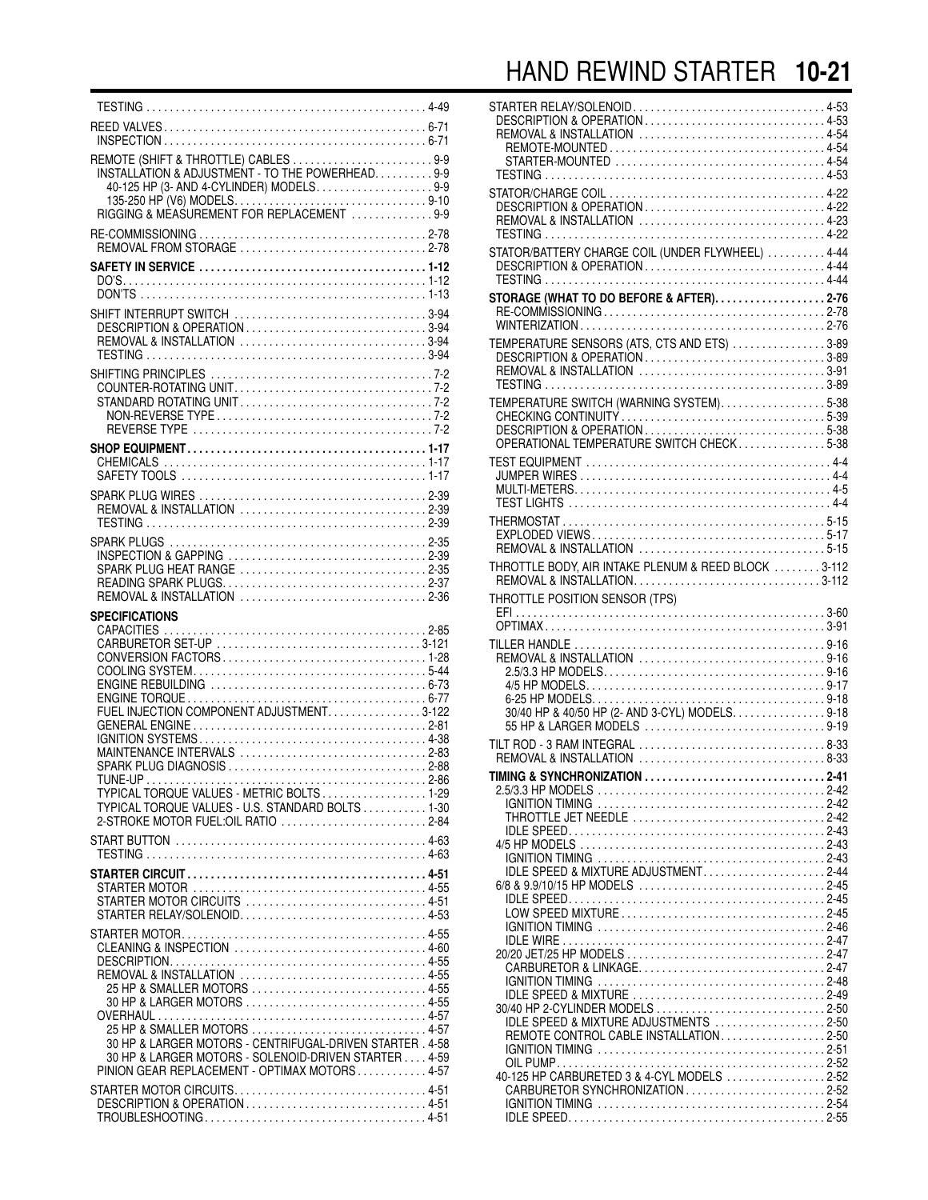TESTING . . . . . 4-49

REED VALVES . . . . . 6-71
- INSPECTION . . . . . 6-71

REMOTE (SHIFT & THROTTLE) CABLES . . . . . 9-9
- INSTALLATION & ADJUSTMENT - TO THE POWERHEAD . . . . . 9-9
  - 40-125 HP (3- AND 4-CYLINDER) MODELS . . . . . 9-9
  - 135-250 HP (V6) MODELS . . . . . 9-10
- RIGGING & MEASUREMENT FOR REPLACEMENT . . . . . 9-9

RE-COMMISSIONING . . . . . 2-78
- REMOVAL FROM STORAGE . . . . . 2-78

**SAFETY IN SERVICE . . . . . 1-12**
- DO'S . . . . . 1-12
- DON'TS . . . . . 1-13

SHIFT INTERRUPT SWITCH . . . . . 3-94
- DESCRIPTION & OPERATION . . . . . 3-94
- REMOVAL & INSTALLATION . . . . . 3-94
- TESTING . . . . . 3-94

SHIFTING PRINCIPLES . . . . . 7-2
- COUNTER-ROTATING UNIT . . . . . 7-2
- STANDARD ROTATING UNIT . . . . . 7-2
  - NON-REVERSE TYPE . . . . . 7-2
  - REVERSE TYPE . . . . . 7-2

**SHOP EQUIPMENT . . . . . 1-17**
- CHEMICALS . . . . . 1-17
- SAFETY TOOLS . . . . . 1-17

SPARK PLUG WIRES . . . . . 2-39
- REMOVAL & INSTALLATION . . . . . 2-39
- TESTING . . . . . 2-39

SPARK PLUGS . . . . . 2-35
- INSPECTION & GAPPING . . . . . 2-39
- SPARK PLUG HEAT RANGE . . . . . 2-35
- READING SPARK PLUGS . . . . . 2-37
- REMOVAL & INSTALLATION . . . . . 2-36

**SPECIFICATIONS**
- CAPACITIES . . . . . 2-85
- CARBURETOR SET-UP . . . . . 3-121
- CONVERSION FACTORS . . . . . 1-28
- COOLING SYSTEM . . . . . 5-44
- ENGINE REBUILDING . . . . . 6-73
- ENGINE TORQUE . . . . . 6-77
- FUEL INJECTION COMPONENT ADJUSTMENT . . . . . 3-122
- GENERAL ENGINE . . . . . 2-81
- IGNITION SYSTEMS . . . . . 4-38
- MAINTENANCE INTERVALS . . . . . 2-83
- SPARK PLUG DIAGNOSIS . . . . . 2-88
- TUNE-UP . . . . . 2-86
- TYPICAL TORQUE VALUES - METRIC BOLTS . . . . . 1-29
- TYPICAL TORQUE VALUES - U.S. STANDARD BOLTS . . . . . 1-30
- 2-STROKE MOTOR FUEL:OIL RATIO . . . . . 2-84

START BUTTON . . . . . 4-63
- TESTING . . . . . 4-63

**STARTER CIRCUIT . . . . . 4-51**
- STARTER MOTOR . . . . . 4-55
- STARTER MOTOR CIRCUITS . . . . . 4-51
- STARTER RELAY/SOLENOID . . . . . 4-53

STARTER MOTOR . . . . . 4-55
- CLEANING & INSPECTION . . . . . 4-60
- DESCRIPTION . . . . . 4-55
- REMOVAL & INSTALLATION . . . . . 4-55
  - 25 HP & SMALLER MOTORS . . . . . 4-55
  - 30 HP & LARGER MOTORS . . . . . 4-55
- OVERHAUL . . . . . 4-57
  - 25 HP & SMALLER MOTORS . . . . . 4-57
  - 30 HP & LARGER MOTORS - CENTRIFUGAL-DRIVEN STARTER . . 4-58
  - 30 HP & LARGER MOTORS - SOLENOID-DRIVEN STARTER . . . . 4-59
- PINION GEAR REPLACEMENT - OPTIMAX MOTORS . . . . . 4-57

STARTER MOTOR CIRCUITS . . . . . 4-51
- DESCRIPTION & OPERATION . . . . . 4-51
- TROUBLESHOOTING . . . . . 4-51

STARTER RELAY/SOLENOID . . . . . 4-53
- DESCRIPTION & OPERATION . . . . . 4-53
- REMOVAL & INSTALLATION . . . . . 4-54
  - REMOTE-MOUNTED . . . . . 4-54
  - STARTER-MOUNTED . . . . . 4-54
- TESTING . . . . . 4-53

STATOR/CHARGE COIL . . . . . 4-22
- DESCRIPTION & OPERATION . . . . . 4-22
- REMOVAL & INSTALLATION . . . . . 4-23
- TESTING . . . . . 4-22

STATOR/BATTERY CHARGE COIL (UNDER FLYWHEEL) . . . . . 4-44
- DESCRIPTION & OPERATION . . . . . 4-44
- TESTING . . . . . 4-44

**STORAGE (WHAT TO DO BEFORE & AFTER) . . . . . 2-76**
- RE-COMMISSIONING . . . . . 2-78
- WINTERIZATION . . . . . 2-76

TEMPERATURE SENSORS (ATS, CTS AND ETS) . . . . . 3-89
- DESCRIPTION & OPERATION . . . . . 3-89
- REMOVAL & INSTALLATION . . . . . 3-91
- TESTING . . . . . 3-89

TEMPERATURE SWITCH (WARNING SYSTEM) . . . . . 5-38
- CHECKING CONTINUITY . . . . . 5-39
- DESCRIPTION & OPERATION . . . . . 5-38
- OPERATIONAL TEMPERATURE SWITCH CHECK . . . . . 5-38

TEST EQUIPMENT . . . . . 4-4
- JUMPER WIRES . . . . . 4-4
- MULTI-METERS . . . . . 4-5
- TEST LIGHTS . . . . . 4-4

THERMOSTAT . . . . . 5-15
- EXPLODED VIEWS . . . . . 5-17
- REMOVAL & INSTALLATION . . . . . 5-15

THROTTLE BODY, AIR INTAKE PLENUM & REED BLOCK . . . . . 3-112
- REMOVAL & INSTALLATION . . . . . 3-112

THROTTLE POSITION SENSOR (TPS)
- EFI . . . . . 3-60
- OPTIMAX . . . . . 3-91

TILLER HANDLE . . . . . 9-16
- REMOVAL & INSTALLATION . . . . . 9-16
  - 2.5/3.3 HP MODELS . . . . . 9-16
  - 4/5 HP MODELS . . . . . 9-17
  - 6-25 HP MODELS . . . . . 9-18
  - 30/40 HP & 40/50 HP (2- AND 3-CYL) MODELS . . . . . 9-18
  - 55 HP & LARGER MODELS . . . . . 9-19

TILT ROD - 3 RAM INTEGRAL . . . . . 8-33
- REMOVAL & INSTALLATION . . . . . 8-33

**TIMING & SYNCHRONIZATION . . . . . 2-41**
- 2.5/3.3 HP MODELS . . . . . 2-42
  - IGNITION TIMING . . . . . 2-42
  - THROTTLE JET NEEDLE . . . . . 2-42
  - IDLE SPEED . . . . . 2-43
- 4/5 HP MODELS . . . . . 2-43
  - IGNITION TIMING . . . . . 2-43
  - IDLE SPEED & MIXTURE ADJUSTMENT . . . . . 2-44
- 6/8 & 9.9/10/15 HP MODELS . . . . . 2-45
  - IDLE SPEED . . . . . 2-45
  - LOW SPEED MIXTURE . . . . . 2-45
  - IGNITION TIMING . . . . . 2-46
  - IDLE WIRE . . . . . 2-47
- 20/20 JET/25 HP MODELS . . . . . 2-47
  - CARBURETOR & LINKAGE . . . . . 2-47
  - IGNITION TIMING . . . . . 2-48
  - IDLE SPEED & MIXTURE . . . . . 2-49
- 30/40 HP 2-CYLINDER MODELS . . . . . 2-50
  - IDLE SPEED & MIXTURE ADJUSTMENTS . . . . . 2-50
  - REMOTE CONTROL CABLE INSTALLATION . . . . . 2-50
  - IGNITION TIMING . . . . . 2-51
  - OIL PUMP . . . . . 2-52
- 40-125 HP CARBURETED 3 & 4-CYL MODELS . . . . . 2-52
  - CARBURETOR SYNCHRONIZATION . . . . . 2-52
  - IGNITION TIMING . . . . . 2-54
  - IDLE SPEED . . . . . 2-55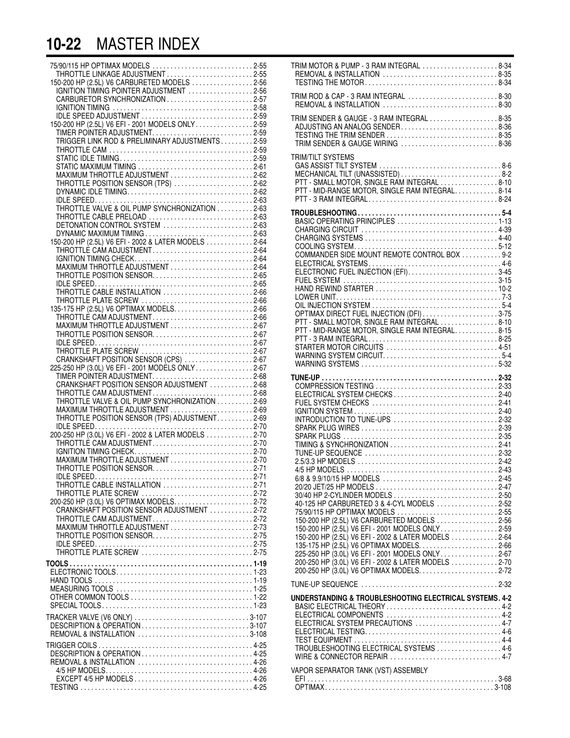# 10-22 MASTER INDEX

75/90/115 HP OPTIMAX MODELS . . . . . 2-55
- THROTTLE LINKAGE ADJUSTMENT . . . . . 2-55

150-200 HP (2.5L) V6 CARBURETED MODELS . . . . . 2-56
- IGNITION TIMING POINTER ADJUSTMENT . . . . . 2-56
- CARBURETOR SYNCHRONIZATION . . . . . 2-57
- IGNITION TIMING . . . . . 2-58
- IDLE SPEED ADJUSTMENT . . . . . 2-59

150-200 HP (2.5L) V6 EFI - 2001 MODELS ONLY . . . . . 2-59
- TIMER POINTER ADJUSTMENT . . . . . 2-59
- TRIGGER LINK ROD & PRELIMINARY ADJUSTMENTS . . . . . 2-59
- THROTTLE CAM . . . . . 2-59
- STATIC IDLE TIMING . . . . . 2-59
- STATIC MAXIMUM TIMING . . . . . 2-61
- MAXIMUM THROTTLE ADJUSTMENT . . . . . 2-62
- THROTTLE POSITION SENSOR (TPS) . . . . . 2-62
- DYNAMIC IDLE TIMING . . . . . 2-62
- IDLE SPEED . . . . . 2-63
- THROTTLE VALVE & OIL PUMP SYNCHRONIZATION . . . . . 2-63
- THROTTLE CABLE PRELOAD . . . . . 2-63
- DETONATION CONTROL SYSTEM . . . . . 2-63
- DYNAMIC MAXIMUM TIMING . . . . . 2-63

150-200 HP (2.5L) V6 EFI - 2002 & LATER MODELS . . . . . 2-64
- THROTTLE CAM ADJUSTMENT . . . . . 2-64
- IGNITION TIMING CHECK . . . . . 2-64
- MAXIMUM THROTTLE ADJUSTMENT . . . . . 2-64
- THROTTLE POSITION SENSOR . . . . . 2-65
- IDLE SPEED . . . . . 2-65
- THROTTLE CABLE INSTALLATION . . . . . 2-66
- THROTTLE PLATE SCREW . . . . . 2-66

135-175 HP (2.5L) V6 OPTIMAX MODELS . . . . . 2-66
- THROTTLE CAM ADJUSTMENT . . . . . 2-66
- MAXIMUM THROTTLE ADJUSTMENT . . . . . 2-67
- THROTTLE POSITION SENSOR . . . . . 2-67
- IDLE SPEED . . . . . 2-67
- THROTTLE PLATE SCREW . . . . . 2-67
- CRANKSHAFT POSITION SENSOR (CPS) . . . . . 2-67

225-250 HP (3.0L) V6 EFI - 2001 MODELS ONLY . . . . . 2-67
- TIMER POINTER ADJUSTMENT . . . . . 2-68
- CRANKSHAFT POSITION SENSOR ADJUSTMENT . . . . . 2-68
- THROTTLE CAM ADJUSTMENT . . . . . 2-68
- THROTTLE VALVE & OIL PUMP SYNCHRONIZATION . . . . . 2-69
- MAXIMUM THROTTLE ADJUSTMENT . . . . . 2-69
- THROTTLE POSITION SENSOR (TPS) ADJUSTMENT . . . . . 2-69
- IDLE SPEED . . . . . 2-70

200-250 HP (3.0L) V6 EFI - 2002 & LATER MODELS . . . . . 2-70
- THROTTLE CAM ADJUSTMENT . . . . . 2-70
- IGNITION TIMING CHECK . . . . . 2-70
- MAXIMUM THROTTLE ADJUSTMENT . . . . . 2-70
- THROTTLE POSITION SENSOR . . . . . 2-71
- IDLE SPEED . . . . . 2-71
- THROTTLE CABLE INSTALLATION . . . . . 2-71
- THROTTLE PLATE SCREW . . . . . 2-72

200-250 HP (3.0L) V6 OPTIMAX MODELS . . . . . 2-72
- CRANKSHAFT POSITION SENSOR ADJUSTMENT . . . . . 2-72
- THROTTLE CAM ADJUSTMENT . . . . . 2-72
- MAXIMUM THROTTLE ADJUSTMENT . . . . . 2-73
- THROTTLE POSITION SENSOR . . . . . 2-75
- IDLE SPEED . . . . . 2-75
- THROTTLE PLATE SCREW . . . . . 2-75

**TOOLS . . . . . 1-19**
- ELECTRONIC TOOLS . . . . . 1-23
- HAND TOOLS . . . . . 1-19
- MEASURING TOOLS . . . . . 1-25
- OTHER COMMON TOOLS . . . . . 1-22
- SPECIAL TOOLS . . . . . 1-23

TRACKER VALVE (V6 ONLY) . . . . . 3-107
- DESCRIPTION & OPERATION . . . . . 3-107
- REMOVAL & INSTALLATION . . . . . 3-108

TRIGGER COILS . . . . . 4-25
- DESCRIPTION & OPERATION . . . . . 4-25
- REMOVAL & INSTALLATION . . . . . 4-26
  - 4/5 HP MODELS . . . . . 4-26
  - EXCEPT 4/5 HP MODELS . . . . . 4-26
- TESTING . . . . . 4-25

TRIM MOTOR & PUMP - 3 RAM INTEGRAL . . . . . 8-34
- REMOVAL & INSTALLATION . . . . . 8-35
- TESTING THE MOTOR . . . . . 8-34

TRIM ROD & CAP - 3 RAM INTEGRAL . . . . . 8-30
- REMOVAL & INSTALLATION . . . . . 8-30

TRIM SENDER & GAUGE - 3 RAM INTEGRAL . . . . . 8-35
- ADJUSTING AN ANALOG SENDER . . . . . 8-36
- TESTING THE TRIM SENDER . . . . . 8-35
- TRIM SENDER & GAUGE WIRING . . . . . 8-36

TRIM/TILT SYSTEMS
- GAS ASSIST TILT SYSTEM . . . . . 8-6
- MECHANICAL TILT (UNASSISTED) . . . . . 8-2
- PTT - SMALL MOTOR, SINGLE RAM INTEGRAL . . . . . 8-10
- PTT - MID-RANGE MOTOR, SINGLE RAM INTEGRAL . . . . . 8-14
- PTT - 3 RAM INTEGRAL . . . . . 8-24

**TROUBLESHOOTING . . . . . 5-4**
- BASIC OPERATING PRINCIPLES . . . . . 1-13
- CHARGING CIRCUIT . . . . . 4-39
- CHARGING SYSTEMS . . . . . 4-40
- COOLING SYSTEM . . . . . 5-12
- COMMANDER SIDE MOUNT REMOTE CONTROL BOX . . . . . 9-2
- ELECTRICAL SYSTEMS . . . . . 4-6
- ELECTRONIC FUEL INJECTION (EFI) . . . . . 3-45
- FUEL SYSTEM . . . . . 3-15
- HAND REWIND STARTER . . . . . 10-2
- LOWER UNIT . . . . . 7-3
- OIL INJECTION SYSTEM . . . . . 5-4
- OPTIMAX DIRECT FUEL INJECTION (DFI) . . . . . 3-75
- PTT - SMALL MOTOR, SINGLE RAM INTEGRAL . . . . . 8-10
- PTT - MID-RANGE MOTOR, SINGLE RAM INTEGRAL . . . . . 8-15
- PTT - 3 RAM INTEGRAL . . . . . 8-25
- STARTER MOTOR CIRCUITS . . . . . 4-51
- WARNING SYSTEM CIRCUIT . . . . . 5-4
- WARNING SYSTEMS . . . . . 5-32

**TUNE-UP . . . . . 2-32**
- COMPRESSION TESTING . . . . . 2-33
- ELECTRICAL SYSTEM CHECKS . . . . . 2-40
- FUEL SYSTEM CHECKS . . . . . 2-41
- IGNITION SYSTEM . . . . . 2-40
- INTRODUCTION TO TUNE-UPS . . . . . 2-32
- SPARK PLUG WIRES . . . . . 2-39
- SPARK PLUGS . . . . . 2-35
- TIMING & SYNCHRONIZATION . . . . . 2-41
- TUNE-UP SEQUENCE . . . . . 2-32
- 2.5/3.3 HP MODELS . . . . . 2-42
- 4/5 HP MODELS . . . . . 2-43
- 6/8 & 9.9/10/15 HP MODELS . . . . . 2-45
- 20/20 JET/25 HP MODELS . . . . . 2-47
- 30/40 HP 2-CYLINDER MODELS . . . . . 2-50
- 40-125 HP CARBURETED 3 & 4-CYL MODELS . . . . . 2-52
- 75/90/115 HP OPTIMAX MODELS . . . . . 2-55
- 150-200 HP (2.5L) V6 CARBURETED MODELS . . . . . 2-56
- 150-200 HP (2.5L) V6 EFI - 2001 MODELS ONLY . . . . . 2-59
- 150-200 HP (2.5L) V6 EFI - 2002 & LATER MODELS . . . . . 2-64
- 135-175 HP (2.5L) V6 OPTIMAX MODELS . . . . . 2-66
- 225-250 HP (3.0L) V6 EFI - 2001 MODELS ONLY . . . . . 2-67
- 200-250 HP (3.0L) V6 EFI - 2002 & LATER MODELS . . . . . 2-70
- 200-250 HP (3.0L) V6 OPTIMAX MODELS . . . . . 2-72

TUNE-UP SEQUENCE . . . . . 2-32

**UNDERSTANDING & TROUBLESHOOTING ELECTRICAL SYSTEMS . 4-2**
- BASIC ELECTRICAL THEORY . . . . . 4-2
- ELECTRICAL COMPONENTS . . . . . 4-2
- ELECTRICAL SYSTEM PRECAUTIONS . . . . . 4-7
- ELECTRICAL TESTING . . . . . 4-6
- TEST EQUIPMENT . . . . . 4-4
- TROUBLESHOOTING ELECTRICAL SYSTEMS . . . . . 4-6
- WIRE & CONNECTOR REPAIR . . . . . 4-7

VAPOR SEPARATOR TANK (VST) ASSEMBLY
- EFI . . . . . 3-68
- OPTIMAX . . . . . 3-108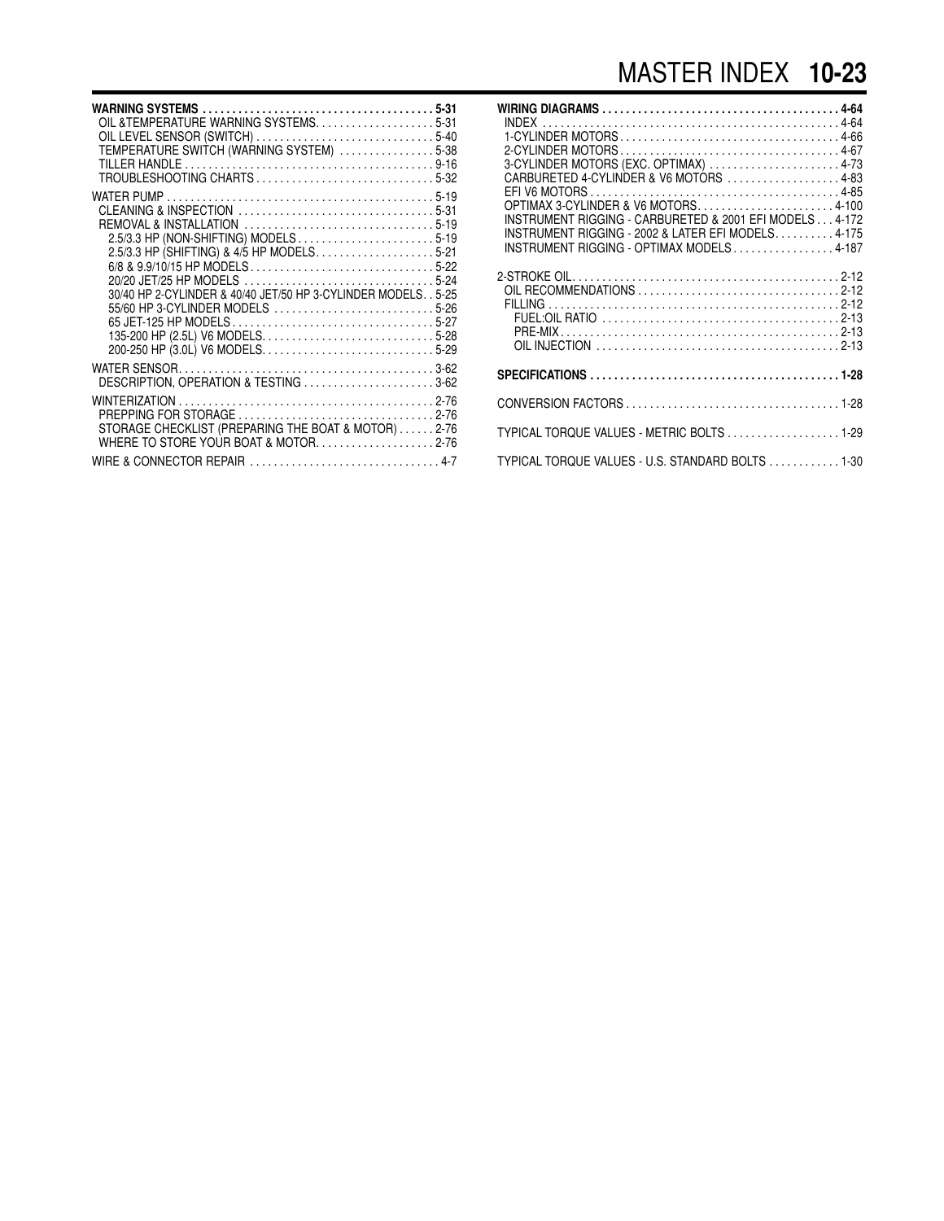**WARNING SYSTEMS . . . . . . . . . . . . . . . . . . . . . . . . . . . . . . . . . . . . . . 5-31**
OIL &TEMPERATURE WARNING SYSTEMS. . . . . . . . . . . . . . . . . . . . 5-31
OIL LEVEL SENSOR (SWITCH) . . . . . . . . . . . . . . . . . . . . . . . . . . . . . 5-40
TEMPERATURE SWITCH (WARNING SYSTEM) . . . . . . . . . . . . . . . . 5-38
TILLER HANDLE . . . . . . . . . . . . . . . . . . . . . . . . . . . . . . . . . . . . . . . . . 9-16
TROUBLESHOOTING CHARTS . . . . . . . . . . . . . . . . . . . . . . . . . . . . . 5-32

WATER PUMP . . . . . . . . . . . . . . . . . . . . . . . . . . . . . . . . . . . . . . . . . . . . 5-19
CLEANING & INSPECTION . . . . . . . . . . . . . . . . . . . . . . . . . . . . . . . . 5-31
REMOVAL & INSTALLATION . . . . . . . . . . . . . . . . . . . . . . . . . . . . . . . 5-19
2.5/3.3 HP (NON-SHIFTING) MODELS . . . . . . . . . . . . . . . . . . . . . . . 5-19
2.5/3.3 HP (SHIFTING) & 4/5 HP MODELS. . . . . . . . . . . . . . . . . . . . 5-21
6/8 & 9.9/10/15 HP MODELS . . . . . . . . . . . . . . . . . . . . . . . . . . . . . . . 5-22
20/20 JET/25 HP MODELS . . . . . . . . . . . . . . . . . . . . . . . . . . . . . . . . 5-24
30/40 HP 2-CYLINDER & 40/40 JET/50 HP 3-CYLINDER MODELS. . 5-25
55/60 HP 3-CYLINDER MODELS . . . . . . . . . . . . . . . . . . . . . . . . . . . 5-26
65 JET-125 HP MODELS . . . . . . . . . . . . . . . . . . . . . . . . . . . . . . . . . . 5-27
135-200 HP (2.5L) V6 MODELS. . . . . . . . . . . . . . . . . . . . . . . . . . . . . 5-28
200-250 HP (3.0L) V6 MODELS. . . . . . . . . . . . . . . . . . . . . . . . . . . . . 5-29

WATER SENSOR. . . . . . . . . . . . . . . . . . . . . . . . . . . . . . . . . . . . . . . . . . . 3-62
DESCRIPTION, OPERATION & TESTING . . . . . . . . . . . . . . . . . . . . . . 3-62

WINTERIZATION . . . . . . . . . . . . . . . . . . . . . . . . . . . . . . . . . . . . . . . . . . 2-76
PREPPING FOR STORAGE . . . . . . . . . . . . . . . . . . . . . . . . . . . . . . . . . 2-76
STORAGE CHECKLIST (PREPARING THE BOAT & MOTOR) . . . . . . 2-76
WHERE TO STORE YOUR BOAT & MOTOR. . . . . . . . . . . . . . . . . . . . 2-76

WIRE & CONNECTOR REPAIR . . . . . . . . . . . . . . . . . . . . . . . . . . . . . . . . 4-7

**WIRING DIAGRAMS . . . . . . . . . . . . . . . . . . . . . . . . . . . . . . . . . . . . . . . 4-64**
INDEX . . . . . . . . . . . . . . . . . . . . . . . . . . . . . . . . . . . . . . . . . . . . . . . . . . 4-64
1-CYLINDER MOTORS . . . . . . . . . . . . . . . . . . . . . . . . . . . . . . . . . . . . . 4-66
2-CYLINDER MOTORS . . . . . . . . . . . . . . . . . . . . . . . . . . . . . . . . . . . . . 4-67
3-CYLINDER MOTORS (EXC. OPTIMAX) . . . . . . . . . . . . . . . . . . . . . . 4-73
CARBURETED 4-CYLINDER & V6 MOTORS . . . . . . . . . . . . . . . . . . . 4-83
EFI V6 MOTORS . . . . . . . . . . . . . . . . . . . . . . . . . . . . . . . . . . . . . . . . . . 4-85
OPTIMAX 3-CYLINDER & V6 MOTORS. . . . . . . . . . . . . . . . . . . . . . . . 4-100
INSTRUMENT RIGGING - CARBURETED & 2001 EFI MODELS . . . 4-172
INSTRUMENT RIGGING - 2002 & LATER EFI MODELS. . . . . . . . . . 4-175
INSTRUMENT RIGGING - OPTIMAX MODELS . . . . . . . . . . . . . . . . . 4-187

2-STROKE OIL. . . . . . . . . . . . . . . . . . . . . . . . . . . . . . . . . . . . . . . . . . . . 2-12
OIL RECOMMENDATIONS . . . . . . . . . . . . . . . . . . . . . . . . . . . . . . . . . . 2-12
FILLING . . . . . . . . . . . . . . . . . . . . . . . . . . . . . . . . . . . . . . . . . . . . . . . . . 2-12
FUEL:OIL RATIO . . . . . . . . . . . . . . . . . . . . . . . . . . . . . . . . . . . . . . . . 2-13
PRE-MIX. . . . . . . . . . . . . . . . . . . . . . . . . . . . . . . . . . . . . . . . . . . . . . . 2-13
OIL INJECTION . . . . . . . . . . . . . . . . . . . . . . . . . . . . . . . . . . . . . . . . . 2-13

**SPECIFICATIONS . . . . . . . . . . . . . . . . . . . . . . . . . . . . . . . . . . . . . . . . . . 1-28**

CONVERSION FACTORS . . . . . . . . . . . . . . . . . . . . . . . . . . . . . . . . . . . . 1-28

TYPICAL TORQUE VALUES - METRIC BOLTS . . . . . . . . . . . . . . . . . . . 1-29

TYPICAL TORQUE VALUES - U.S. STANDARD BOLTS . . . . . . . . . . . . 1-30